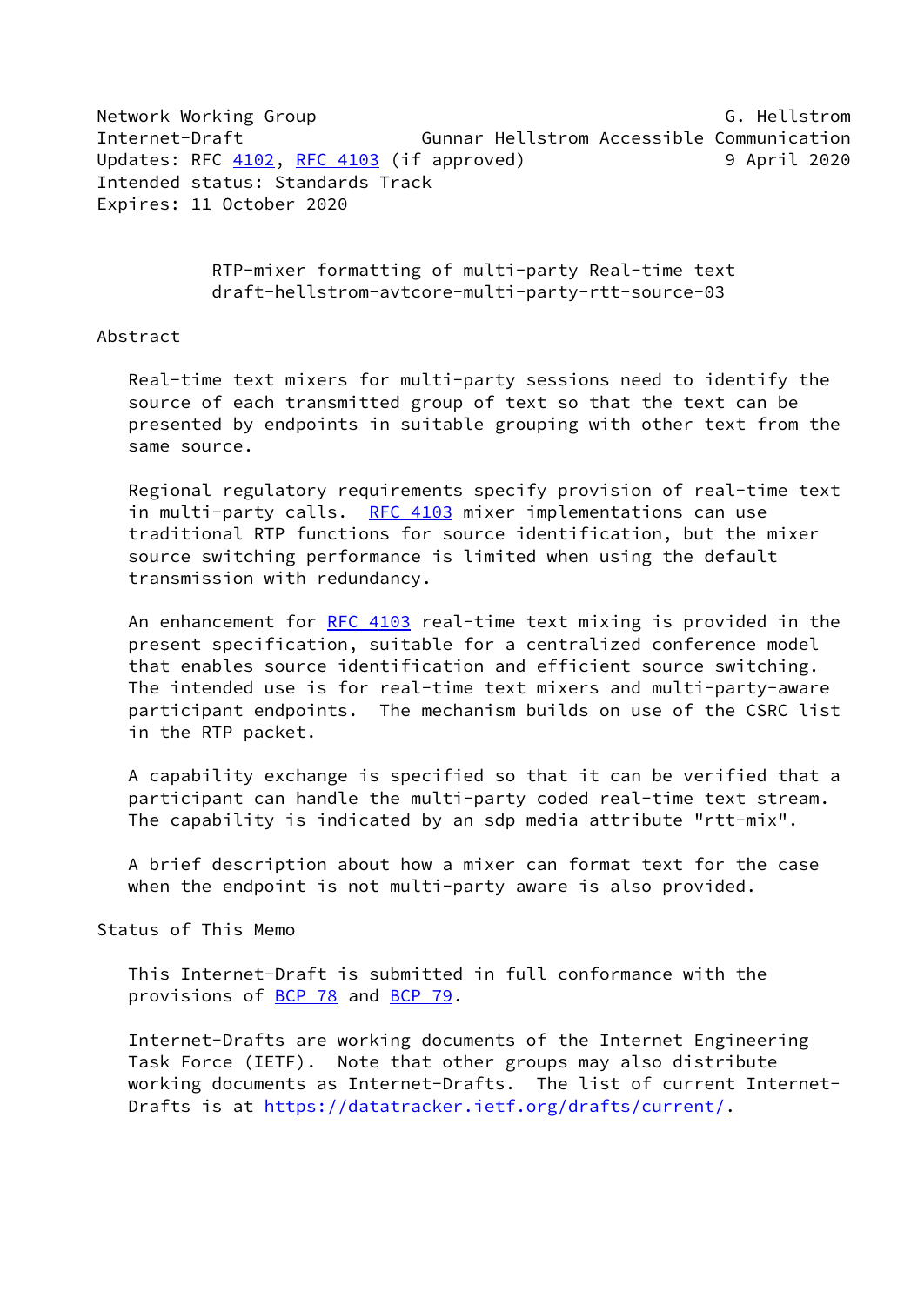Network Working Group G. Hellstrom
Internet-Draft Gunnar Hellstrom Accessible Communication
Updates: RFC 4102, RFC 4103 (if approved) 9 April 2020
Intended status: Standards Track
Expires: 11 October 2020

# RTP-mixer formatting of multi-party Real-time text
draft-hellstrom-avtcore-multi-party-rtt-source-03

## Abstract

Real-time text mixers for multi-party sessions need to identify the source of each transmitted group of text so that the text can be presented by endpoints in suitable grouping with other text from the same source.

Regional regulatory requirements specify provision of real-time text in multi-party calls. RFC 4103 mixer implementations can use traditional RTP functions for source identification, but the mixer source switching performance is limited when using the default transmission with redundancy.

An enhancement for RFC 4103 real-time text mixing is provided in the present specification, suitable for a centralized conference model that enables source identification and efficient source switching. The intended use is for real-time text mixers and multi-party-aware participant endpoints. The mechanism builds on use of the CSRC list in the RTP packet.

A capability exchange is specified so that it can be verified that a participant can handle the multi-party coded real-time text stream. The capability is indicated by an sdp media attribute "rtt-mix".

A brief description about how a mixer can format text for the case when the endpoint is not multi-party aware is also provided.

## Status of This Memo

This Internet-Draft is submitted in full conformance with the provisions of BCP 78 and BCP 79.

Internet-Drafts are working documents of the Internet Engineering Task Force (IETF). Note that other groups may also distribute working documents as Internet-Drafts. The list of current Internet-Drafts is at https://datatracker.ietf.org/drafts/current/.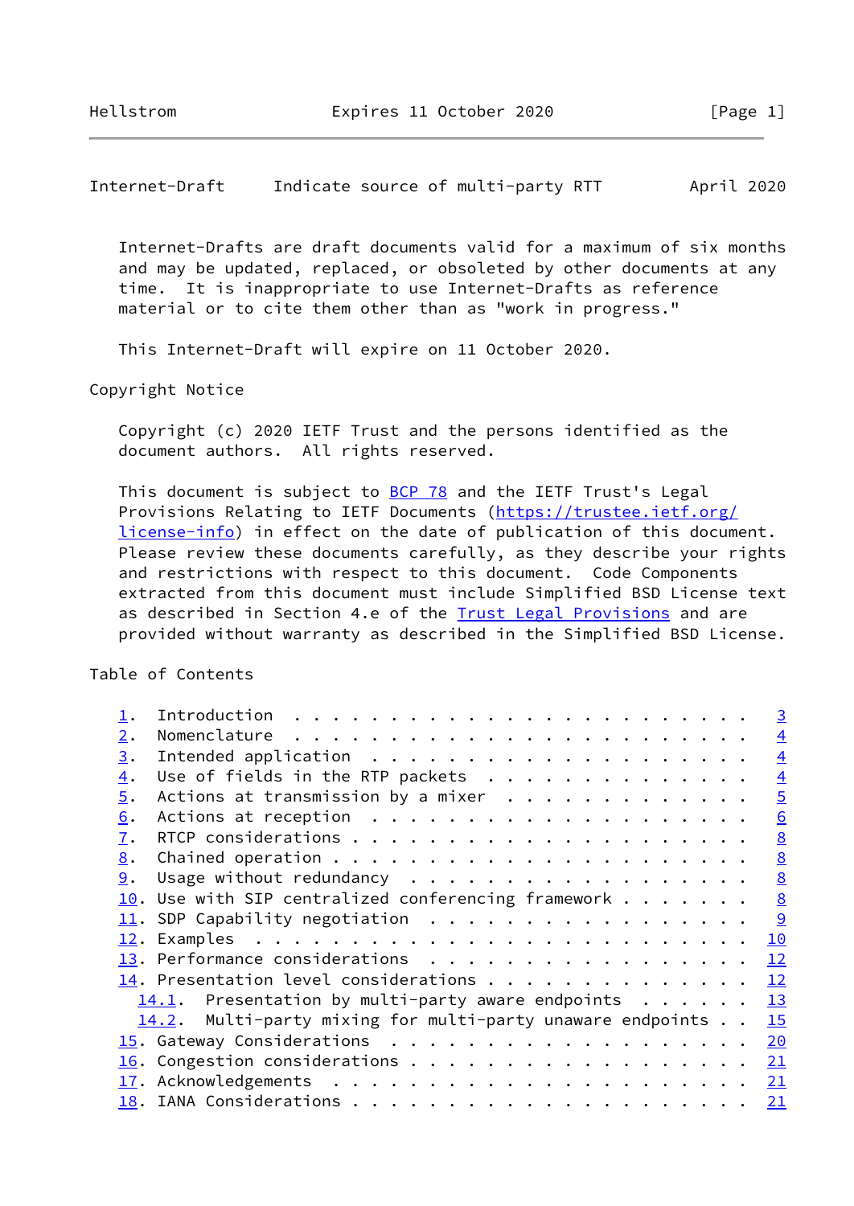Internet-Drafts are draft documents valid for a maximum of six months and may be updated, replaced, or obsoleted by other documents at any time. It is inappropriate to use Internet-Drafts as reference material or to cite them other than as "work in progress."

This Internet-Draft will expire on 11 October 2020.

Copyright Notice

Copyright (c) 2020 IETF Trust and the persons identified as the document authors. All rights reserved.

This document is subject to BCP 78 and the IETF Trust's Legal Provisions Relating to IETF Documents (https://trustee.ietf.org/license-info) in effect on the date of publication of this document. Please review these documents carefully, as they describe your rights and restrictions with respect to this document. Code Components extracted from this document must include Simplified BSD License text as described in Section 4.e of the Trust Legal Provisions and are provided without warranty as described in the Simplified BSD License.

Table of Contents

```
   1.  Introduction  . . . . . . . . . . . . . . . . . . . . . . . .   3
   2.  Nomenclature  . . . . . . . . . . . . . . . . . . . . . . . .   4
   3.  Intended application  . . . . . . . . . . . . . . . . . . . .   4
   4.  Use of fields in the RTP packets  . . . . . . . . . . . . . .   4
   5.  Actions at transmission by a mixer  . . . . . . . . . . . . .   5
   6.  Actions at reception  . . . . . . . . . . . . . . . . . . . .   6
   7.  RTCP considerations . . . . . . . . . . . . . . . . . . . . .   8
   8.  Chained operation . . . . . . . . . . . . . . . . . . . . . .   8
   9.  Usage without redundancy  . . . . . . . . . . . . . . . . . .   8
   10. Use with SIP centralized conferencing framework . . . . . . .   8
   11. SDP Capability negotiation  . . . . . . . . . . . . . . . . .   9
   12. Examples  . . . . . . . . . . . . . . . . . . . . . . . . . .  10
   13. Performance considerations  . . . . . . . . . . . . . . . . .  12
   14. Presentation level considerations . . . . . . . . . . . . . .  12
     14.1.  Presentation by multi-party aware endpoints  . . . . . .  13
     14.2.  Multi-party mixing for multi-party unaware endpoints . .  15
   15. Gateway Considerations  . . . . . . . . . . . . . . . . . . .  20
   16. Congestion considerations . . . . . . . . . . . . . . . . . .  21
   17. Acknowledgements  . . . . . . . . . . . . . . . . . . . . . .  21
   18. IANA Considerations . . . . . . . . . . . . . . . . . . . . .  21
```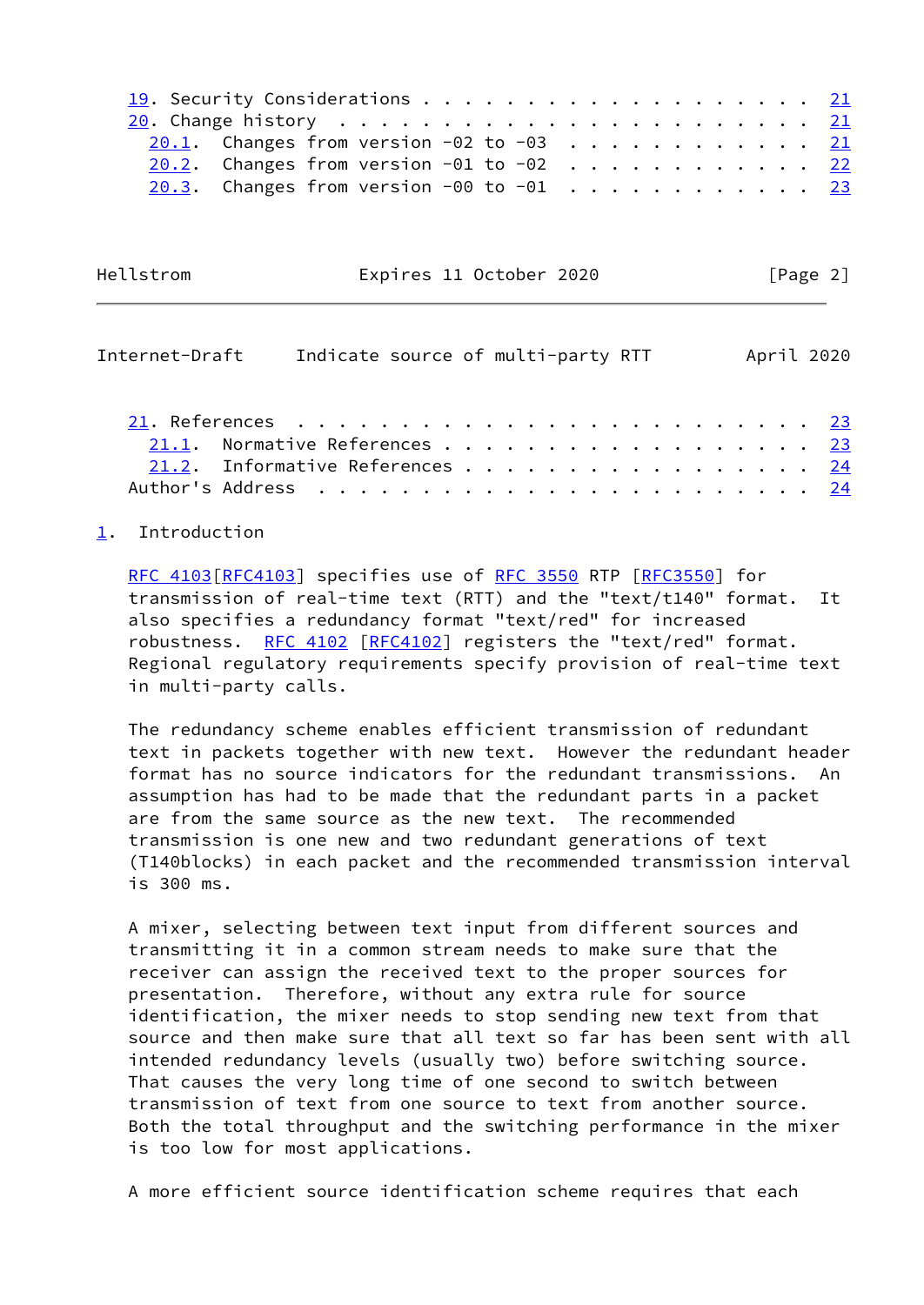19. Security Considerations . . . . . . . . . . . . . . . . . . . . 21
20. Change history . . . . . . . . . . . . . . . . . . . . . . . . 21
   20.1. Changes from version -02 to -03 . . . . . . . . . . . . . 21
   20.2. Changes from version -01 to -02 . . . . . . . . . . . . . 22
   20.3. Changes from version -00 to -01 . . . . . . . . . . . . . 23
21. References . . . . . . . . . . . . . . . . . . . . . . . . . . 23
   21.1. Normative References . . . . . . . . . . . . . . . . . . 23
   21.2. Informative References . . . . . . . . . . . . . . . . . 24
Author's Address . . . . . . . . . . . . . . . . . . . . . . . . 24

## 1. Introduction

RFC 4103[RFC4103] specifies use of RFC 3550 RTP [RFC3550] for transmission of real-time text (RTT) and the "text/t140" format. It also specifies a redundancy format "text/red" for increased robustness. RFC 4102 [RFC4102] registers the "text/red" format. Regional regulatory requirements specify provision of real-time text in multi-party calls.

The redundancy scheme enables efficient transmission of redundant text in packets together with new text. However the redundant header format has no source indicators for the redundant transmissions. An assumption has had to be made that the redundant parts in a packet are from the same source as the new text. The recommended transmission is one new and two redundant generations of text (T140blocks) in each packet and the recommended transmission interval is 300 ms.

A mixer, selecting between text input from different sources and transmitting it in a common stream needs to make sure that the receiver can assign the received text to the proper sources for presentation. Therefore, without any extra rule for source identification, the mixer needs to stop sending new text from that source and then make sure that all text so far has been sent with all intended redundancy levels (usually two) before switching source. That causes the very long time of one second to switch between transmission of text from one source to text from another source. Both the total throughput and the switching performance in the mixer is too low for most applications.

A more efficient source identification scheme requires that each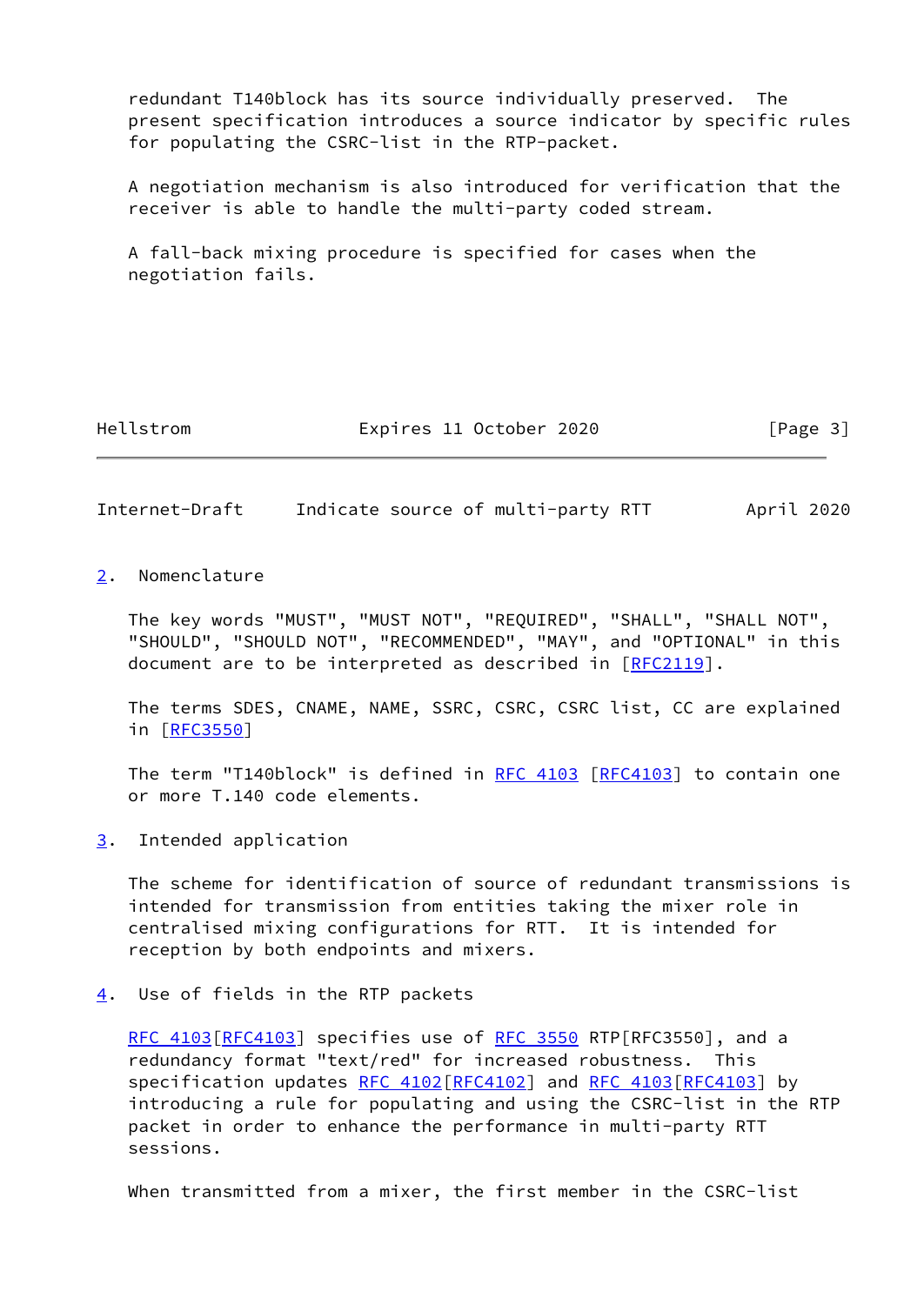redundant T140block has its source individually preserved. The present specification introduces a source indicator by specific rules for populating the CSRC-list in the RTP-packet.

A negotiation mechanism is also introduced for verification that the receiver is able to handle the multi-party coded stream.

A fall-back mixing procedure is specified for cases when the negotiation fails.

## 2. Nomenclature

The key words "MUST", "MUST NOT", "REQUIRED", "SHALL", "SHALL NOT", "SHOULD", "SHOULD NOT", "RECOMMENDED", "MAY", and "OPTIONAL" in this document are to be interpreted as described in [RFC2119].

The terms SDES, CNAME, NAME, SSRC, CSRC, CSRC list, CC are explained in [RFC3550]

The term "T140block" is defined in RFC 4103 [RFC4103] to contain one or more T.140 code elements.

## 3. Intended application

The scheme for identification of source of redundant transmissions is intended for transmission from entities taking the mixer role in centralised mixing configurations for RTT. It is intended for reception by both endpoints and mixers.

## 4. Use of fields in the RTP packets

RFC 4103[RFC4103] specifies use of RFC 3550 RTP[RFC3550], and a redundancy format "text/red" for increased robustness. This specification updates RFC 4102[RFC4102] and RFC 4103[RFC4103] by introducing a rule for populating and using the CSRC-list in the RTP packet in order to enhance the performance in multi-party RTT sessions.

When transmitted from a mixer, the first member in the CSRC-list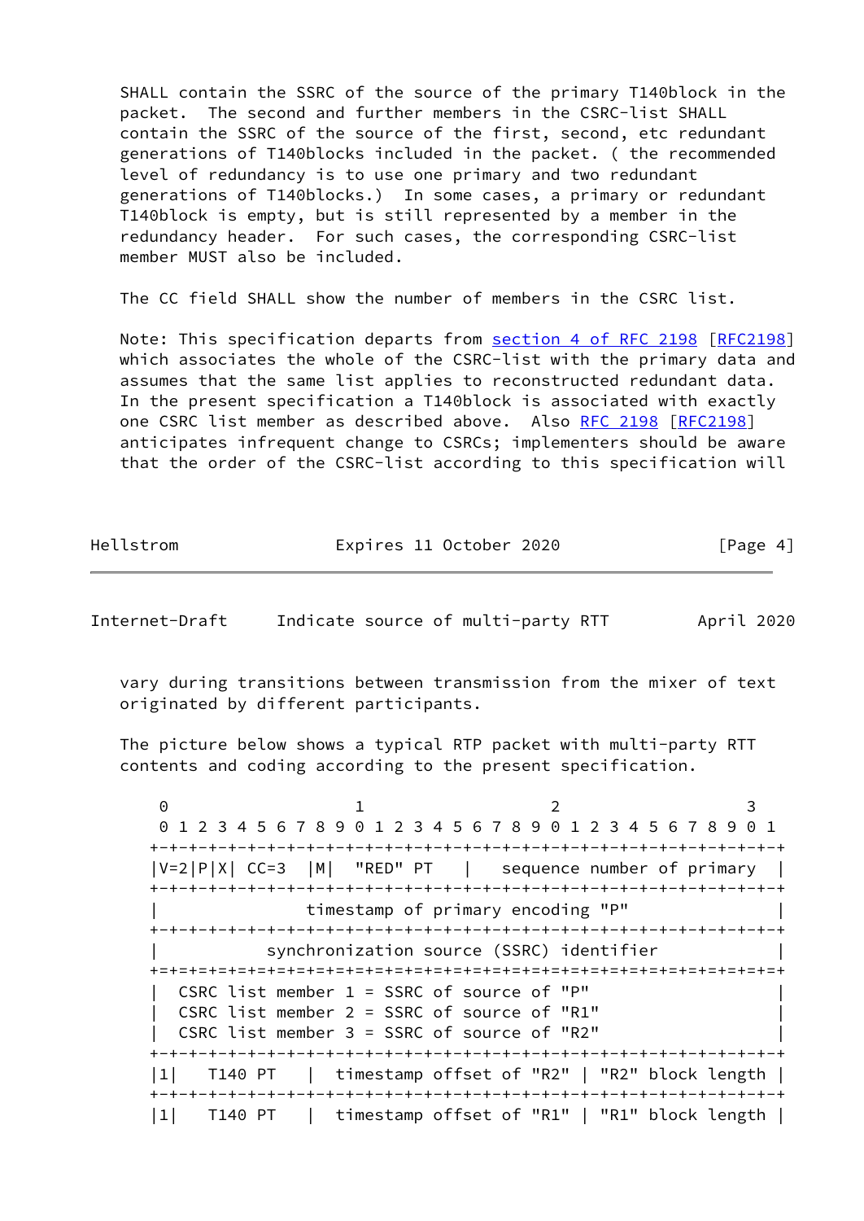SHALL contain the SSRC of the source of the primary T140block in the packet. The second and further members in the CSRC-list SHALL contain the SSRC of the source of the first, second, etc redundant generations of T140blocks included in the packet. ( the recommended level of redundancy is to use one primary and two redundant generations of T140blocks.) In some cases, a primary or redundant T140block is empty, but is still represented by a member in the redundancy header. For such cases, the corresponding CSRC-list member MUST also be included.

The CC field SHALL show the number of members in the CSRC list.

Note: This specification departs from section 4 of RFC 2198 [RFC2198] which associates the whole of the CSRC-list with the primary data and assumes that the same list applies to reconstructed redundant data. In the present specification a T140block is associated with exactly one CSRC list member as described above. Also RFC 2198 [RFC2198] anticipates infrequent change to CSRCs; implementers should be aware that the order of the CSRC-list according to this specification will vary during transitions between transmission from the mixer of text originated by different participants.

The picture below shows a typical RTP packet with multi-party RTT contents and coding according to the present specification.

```
 0                   1                   2                   3
 0 1 2 3 4 5 6 7 8 9 0 1 2 3 4 5 6 7 8 9 0 1 2 3 4 5 6 7 8 9 0 1
+-+-+-+-+-+-+-+-+-+-+-+-+-+-+-+-+-+-+-+-+-+-+-+-+-+-+-+-+-+-+-+-+
|V=2|P|X| CC=3  |M|  "RED" PT   |   sequence number of primary  |
+-+-+-+-+-+-+-+-+-+-+-+-+-+-+-+-+-+-+-+-+-+-+-+-+-+-+-+-+-+-+-+-+
|               timestamp of primary encoding "P"               |
+-+-+-+-+-+-+-+-+-+-+-+-+-+-+-+-+-+-+-+-+-+-+-+-+-+-+-+-+-+-+-+-+
|           synchronization source (SSRC) identifier            |
+=+=+=+=+=+=+=+=+=+=+=+=+=+=+=+=+=+=+=+=+=+=+=+=+=+=+=+=+=+=+=+=+
|  CSRC list member 1 = SSRC of source of "P"                   |
|  CSRC list member 2 = SSRC of source of "R1"                  |
|  CSRC list member 3 = SSRC of source of "R2"                  |
+-+-+-+-+-+-+-+-+-+-+-+-+-+-+-+-+-+-+-+-+-+-+-+-+-+-+-+-+-+-+-+-+
|1|   T140 PT   |  timestamp offset of "R2" | "R2" block length |
+-+-+-+-+-+-+-+-+-+-+-+-+-+-+-+-+-+-+-+-+-+-+-+-+-+-+-+-+-+-+-+-+
|1|   T140 PT   |  timestamp offset of "R1" | "R1" block length |
```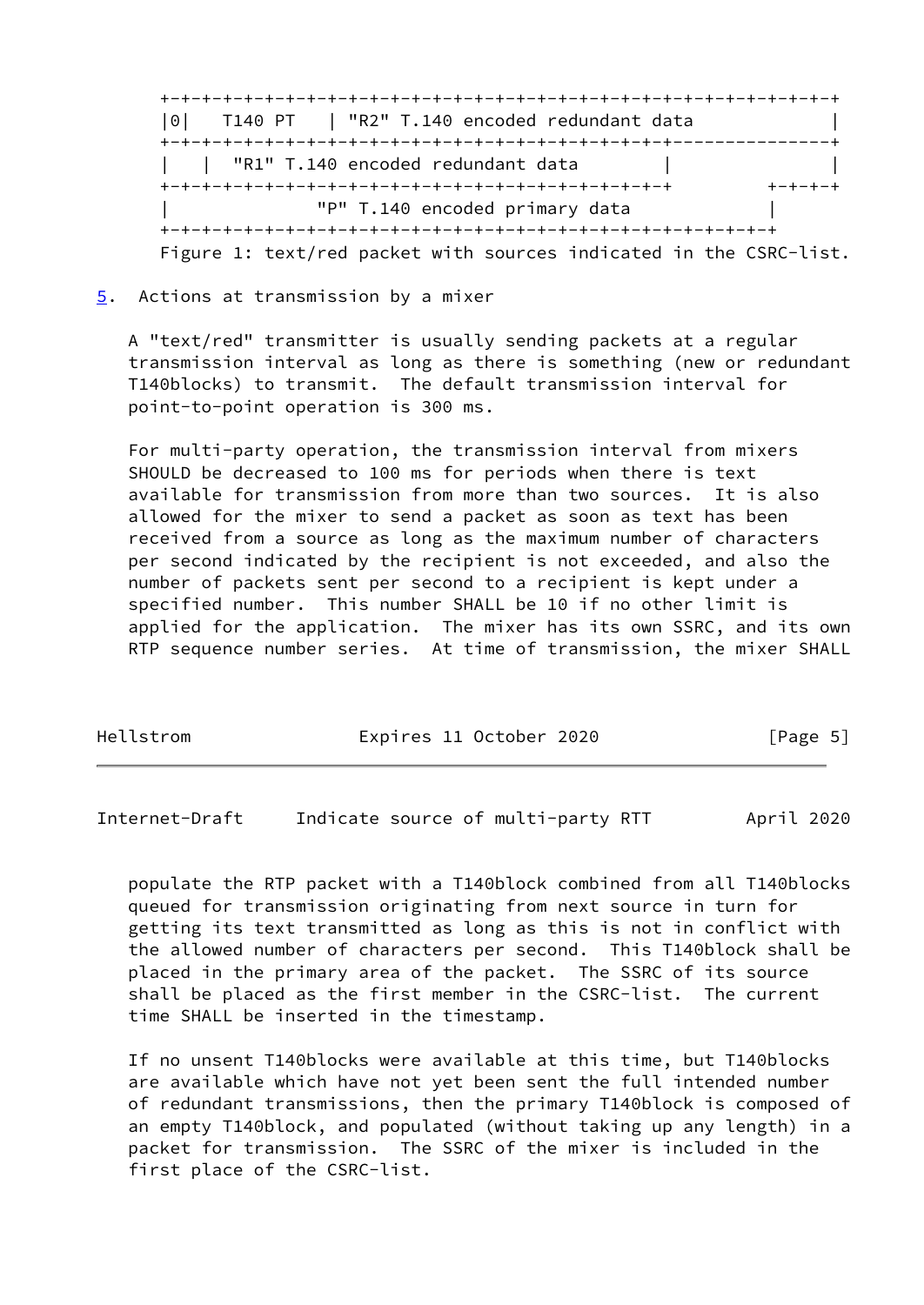```
+-+-+-+-+-+-+-+-+-+-+-+-+-+-+-+-+-+-+-+-+-+-+-+-+-+-+-+-+-+-+-+-+
|0|   T140 PT   | "R2" T.140 encoded redundant data              |
+-+-+-+-+-+-+-+-+-+-+-+-+-+-+-+-+-+-+-+-+-+-+-+-+-+-+-+-+-+-+-+-+
|   |  "R1" T.140 encoded redundant data        |               |
+-+-+-+-+-+-+-+-+-+-+-+-+-+-+-+-+-+-+-+-+-+-+-+          +-+-+-+
|              "P" T.140 encoded primary data            |
+-+-+-+-+-+-+-+-+-+-+-+-+-+-+-+-+-+-+-+-+-+-+-+-+-+-+-+-+-+
Figure 1: text/red packet with sources indicated in the CSRC-list.
```

## 5. Actions at transmission by a mixer

A "text/red" transmitter is usually sending packets at a regular transmission interval as long as there is something (new or redundant T140blocks) to transmit. The default transmission interval for point-to-point operation is 300 ms.

For multi-party operation, the transmission interval from mixers SHOULD be decreased to 100 ms for periods when there is text available for transmission from more than two sources. It is also allowed for the mixer to send a packet as soon as text has been received from a source as long as the maximum number of characters per second indicated by the recipient is not exceeded, and also the number of packets sent per second to a recipient is kept under a specified number. This number SHALL be 10 if no other limit is applied for the application. The mixer has its own SSRC, and its own RTP sequence number series. At time of transmission, the mixer SHALL populate the RTP packet with a T140block combined from all T140blocks queued for transmission originating from next source in turn for getting its text transmitted as long as this is not in conflict with the allowed number of characters per second. This T140block shall be placed in the primary area of the packet. The SSRC of its source shall be placed as the first member in the CSRC-list. The current time SHALL be inserted in the timestamp.

If no unsent T140blocks were available at this time, but T140blocks are available which have not yet been sent the full intended number of redundant transmissions, then the primary T140block is composed of an empty T140block, and populated (without taking up any length) in a packet for transmission. The SSRC of the mixer is included in the first place of the CSRC-list.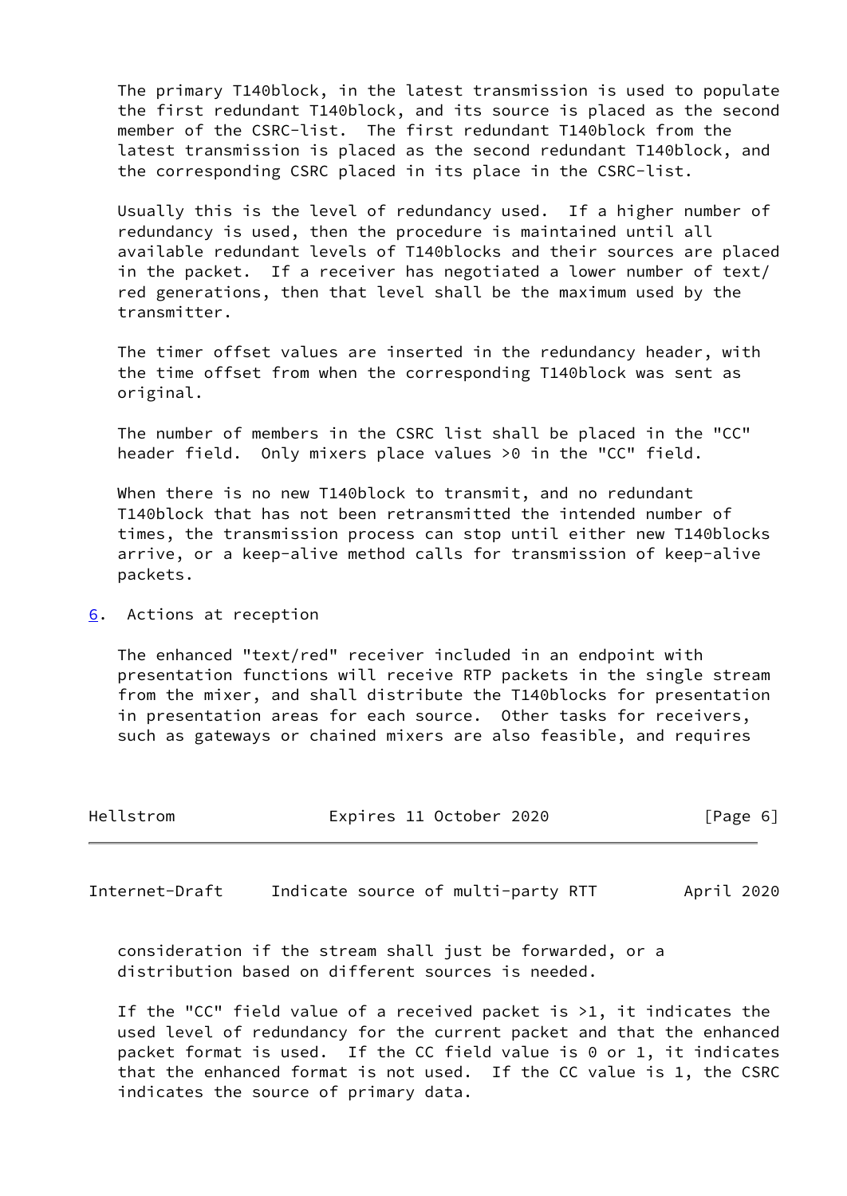The primary T140block, in the latest transmission is used to populate the first redundant T140block, and its source is placed as the second member of the CSRC-list. The first redundant T140block from the latest transmission is placed as the second redundant T140block, and the corresponding CSRC placed in its place in the CSRC-list.

Usually this is the level of redundancy used. If a higher number of redundancy is used, then the procedure is maintained until all available redundant levels of T140blocks and their sources are placed in the packet. If a receiver has negotiated a lower number of text/red generations, then that level shall be the maximum used by the transmitter.

The timer offset values are inserted in the redundancy header, with the time offset from when the corresponding T140block was sent as original.

The number of members in the CSRC list shall be placed in the "CC" header field. Only mixers place values >0 in the "CC" field.

When there is no new T140block to transmit, and no redundant T140block that has not been retransmitted the intended number of times, the transmission process can stop until either new T140blocks arrive, or a keep-alive method calls for transmission of keep-alive packets.

## 6. Actions at reception

The enhanced "text/red" receiver included in an endpoint with presentation functions will receive RTP packets in the single stream from the mixer, and shall distribute the T140blocks for presentation in presentation areas for each source. Other tasks for receivers, such as gateways or chained mixers are also feasible, and requires consideration if the stream shall just be forwarded, or a distribution based on different sources is needed.

If the "CC" field value of a received packet is >1, it indicates the used level of redundancy for the current packet and that the enhanced packet format is used. If the CC field value is 0 or 1, it indicates that the enhanced format is not used. If the CC value is 1, the CSRC indicates the source of primary data.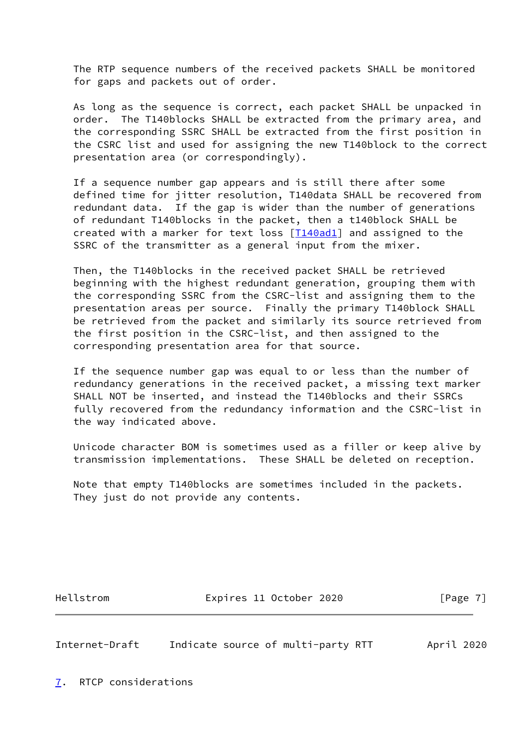The RTP sequence numbers of the received packets SHALL be monitored for gaps and packets out of order.

As long as the sequence is correct, each packet SHALL be unpacked in order. The T140blocks SHALL be extracted from the primary area, and the corresponding SSRC SHALL be extracted from the first position in the CSRC list and used for assigning the new T140block to the correct presentation area (or correspondingly).

If a sequence number gap appears and is still there after some defined time for jitter resolution, T140data SHALL be recovered from redundant data. If the gap is wider than the number of generations of redundant T140blocks in the packet, then a t140block SHALL be created with a marker for text loss [T140ad1] and assigned to the SSRC of the transmitter as a general input from the mixer.

Then, the T140blocks in the received packet SHALL be retrieved beginning with the highest redundant generation, grouping them with the corresponding SSRC from the CSRC-list and assigning them to the presentation areas per source. Finally the primary T140block SHALL be retrieved from the packet and similarly its source retrieved from the first position in the CSRC-list, and then assigned to the corresponding presentation area for that source.

If the sequence number gap was equal to or less than the number of redundancy generations in the received packet, a missing text marker SHALL NOT be inserted, and instead the T140blocks and their SSRCs fully recovered from the redundancy information and the CSRC-list in the way indicated above.

Unicode character BOM is sometimes used as a filler or keep alive by transmission implementations. These SHALL be deleted on reception.

Note that empty T140blocks are sometimes included in the packets. They just do not provide any contents.

## 7. RTCP considerations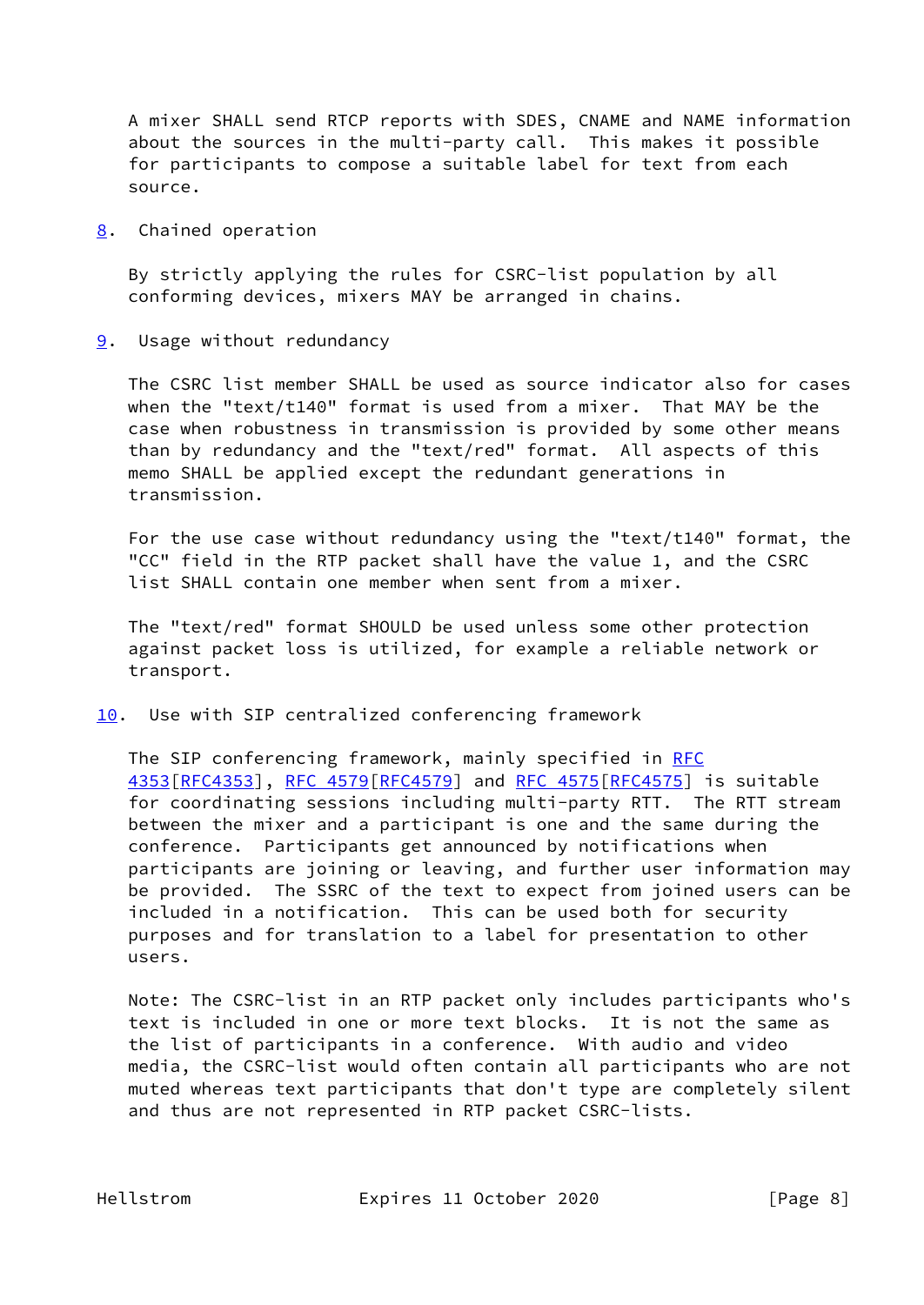A mixer SHALL send RTCP reports with SDES, CNAME and NAME information about the sources in the multi-party call. This makes it possible for participants to compose a suitable label for text from each source.

## 8. Chained operation

By strictly applying the rules for CSRC-list population by all conforming devices, mixers MAY be arranged in chains.

## 9. Usage without redundancy

The CSRC list member SHALL be used as source indicator also for cases when the "text/t140" format is used from a mixer. That MAY be the case when robustness in transmission is provided by some other means than by redundancy and the "text/red" format. All aspects of this memo SHALL be applied except the redundant generations in transmission.

For the use case without redundancy using the "text/t140" format, the "CC" field in the RTP packet shall have the value 1, and the CSRC list SHALL contain one member when sent from a mixer.

The "text/red" format SHOULD be used unless some other protection against packet loss is utilized, for example a reliable network or transport.

## 10. Use with SIP centralized conferencing framework

The SIP conferencing framework, mainly specified in RFC 4353[RFC4353], RFC 4579[RFC4579] and RFC 4575[RFC4575] is suitable for coordinating sessions including multi-party RTT. The RTT stream between the mixer and a participant is one and the same during the conference. Participants get announced by notifications when participants are joining or leaving, and further user information may be provided. The SSRC of the text to expect from joined users can be included in a notification. This can be used both for security purposes and for translation to a label for presentation to other users.

Note: The CSRC-list in an RTP packet only includes participants who's text is included in one or more text blocks. It is not the same as the list of participants in a conference. With audio and video media, the CSRC-list would often contain all participants who are not muted whereas text participants that don't type are completely silent and thus are not represented in RTP packet CSRC-lists.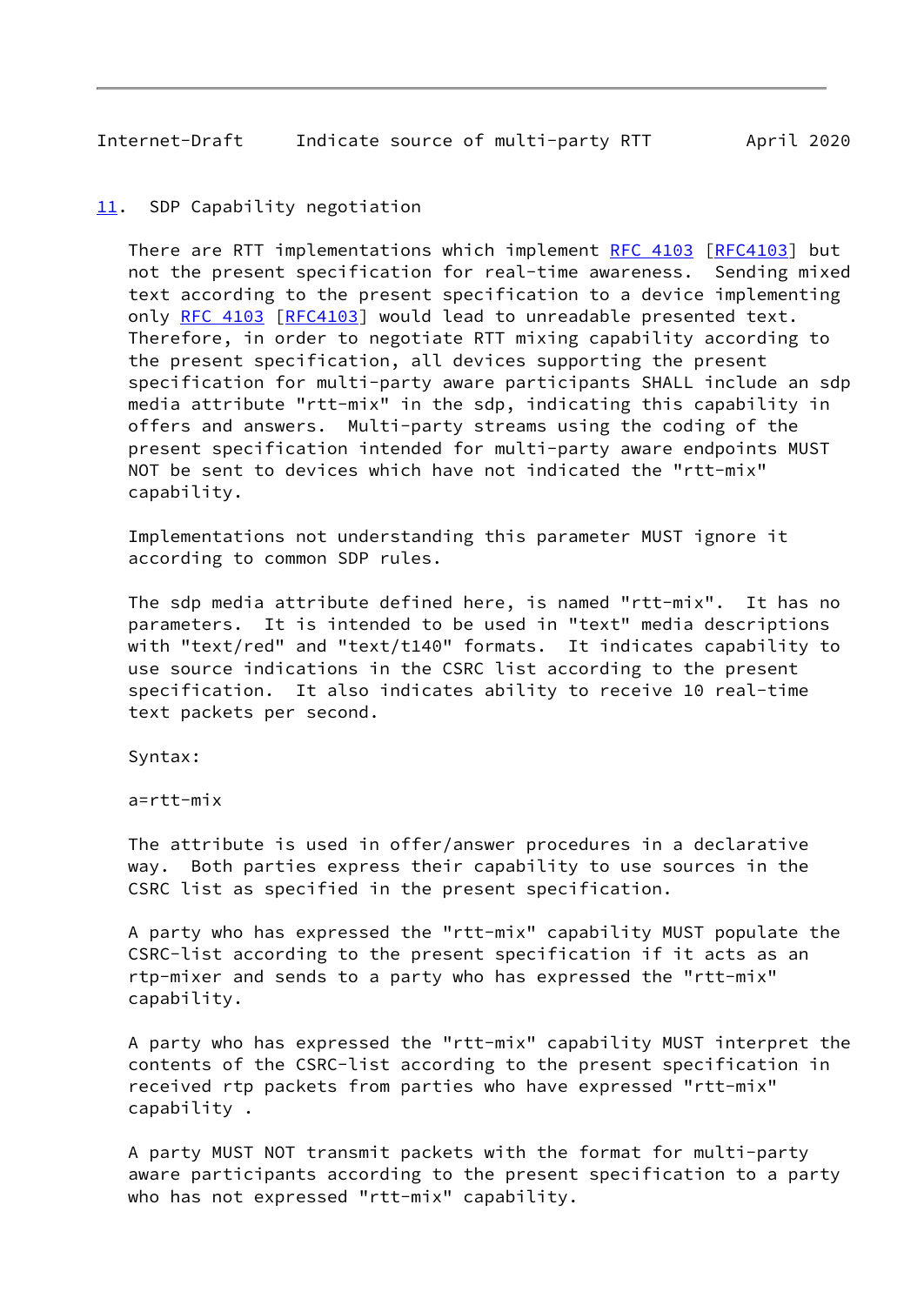## 11. SDP Capability negotiation

There are RTT implementations which implement RFC 4103 [RFC4103] but not the present specification for real-time awareness. Sending mixed text according to the present specification to a device implementing only RFC 4103 [RFC4103] would lead to unreadable presented text. Therefore, in order to negotiate RTT mixing capability according to the present specification, all devices supporting the present specification for multi-party aware participants SHALL include an sdp media attribute "rtt-mix" in the sdp, indicating this capability in offers and answers. Multi-party streams using the coding of the present specification intended for multi-party aware endpoints MUST NOT be sent to devices which have not indicated the "rtt-mix" capability.

Implementations not understanding this parameter MUST ignore it according to common SDP rules.

The sdp media attribute defined here, is named "rtt-mix". It has no parameters. It is intended to be used in "text" media descriptions with "text/red" and "text/t140" formats. It indicates capability to use source indications in the CSRC list according to the present specification. It also indicates ability to receive 10 real-time text packets per second.

Syntax:

```
a=rtt-mix
```

The attribute is used in offer/answer procedures in a declarative way. Both parties express their capability to use sources in the CSRC list as specified in the present specification.

A party who has expressed the "rtt-mix" capability MUST populate the CSRC-list according to the present specification if it acts as an rtp-mixer and sends to a party who has expressed the "rtt-mix" capability.

A party who has expressed the "rtt-mix" capability MUST interpret the contents of the CSRC-list according to the present specification in received rtp packets from parties who have expressed "rtt-mix" capability .

A party MUST NOT transmit packets with the format for multi-party aware participants according to the present specification to a party who has not expressed "rtt-mix" capability.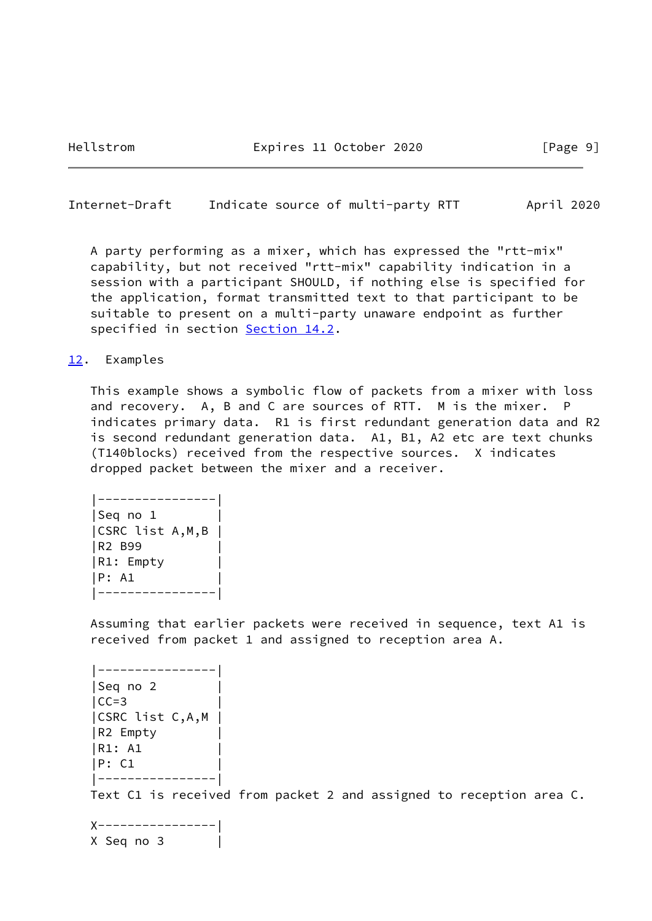A party performing as a mixer, which has expressed the "rtt-mix" capability, but not received "rtt-mix" capability indication in a session with a participant SHOULD, if nothing else is specified for the application, format transmitted text to that participant to be suitable to present on a multi-party unaware endpoint as further specified in section Section 14.2.

## 12. Examples

This example shows a symbolic flow of packets from a mixer with loss and recovery. A, B and C are sources of RTT. M is the mixer. P indicates primary data. R1 is first redundant generation data and R2 is second redundant generation data. A1, B1, A2 etc are text chunks (T140blocks) received from the respective sources. X indicates dropped packet between the mixer and a receiver.

```
|----------------|
|Seq no 1        |
|CSRC list A,M,B |
|R2 B99          |
|R1: Empty       |
|P: A1           |
|----------------|
```

Assuming that earlier packets were received in sequence, text A1 is received from packet 1 and assigned to reception area A.

```
|----------------|
|Seq no 2        |
|CC=3            |
|CSRC list C,A,M |
|R2 Empty        |
|R1: A1          |
|P: C1           |
|----------------|
```

Text C1 is received from packet 2 and assigned to reception area C.

```
X----------------|
X Seq no 3       |
```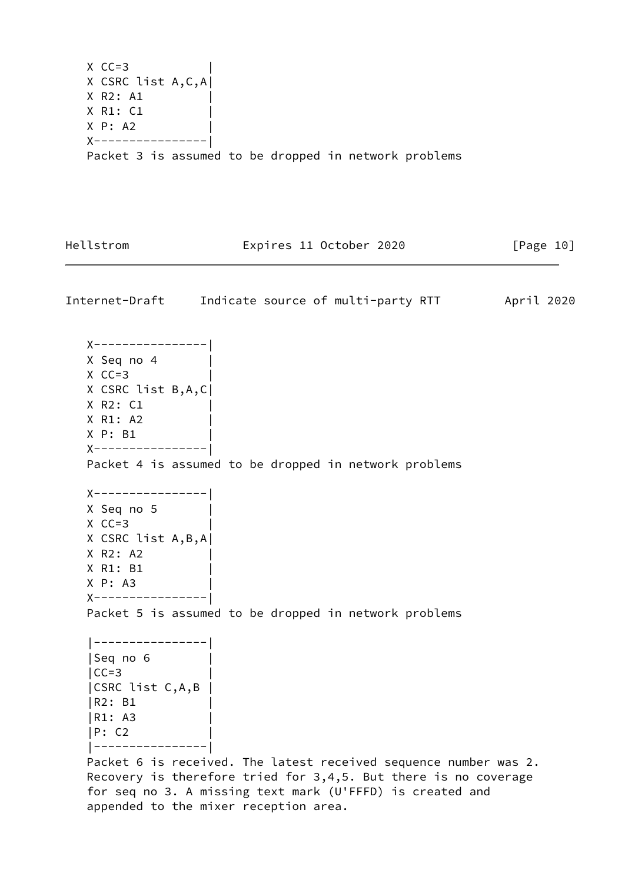```
   X CC=3           |
   X CSRC list A,C,A|
   X R2: A1         |
   X R1: C1         |
   X P: A2          |
   X----------------|
   Packet 3 is assumed to be dropped in network problems
```

```
   X----------------|
   X Seq no 4       |
   X CC=3           |
   X CSRC list B,A,C|
   X R2: C1         |
   X R1: A2         |
   X P: B1          |
   X----------------|
   Packet 4 is assumed to be dropped in network problems

   X----------------|
   X Seq no 5       |
   X CC=3           |
   X CSRC list A,B,A|
   X R2: A2         |
   X R1: B1         |
   X P: A3          |
   X----------------|
   Packet 5 is assumed to be dropped in network problems

   |----------------|
   |Seq no 6        |
   |CC=3            |
   |CSRC list C,A,B |
   |R2: B1          |
   |R1: A3          |
   |P: C2           |
   |----------------|
   Packet 6 is received. The latest received sequence number was 2.
   Recovery is therefore tried for 3,4,5. But there is no coverage
   for seq no 3. A missing text mark (U'FFFD) is created and
   appended to the mixer reception area.
```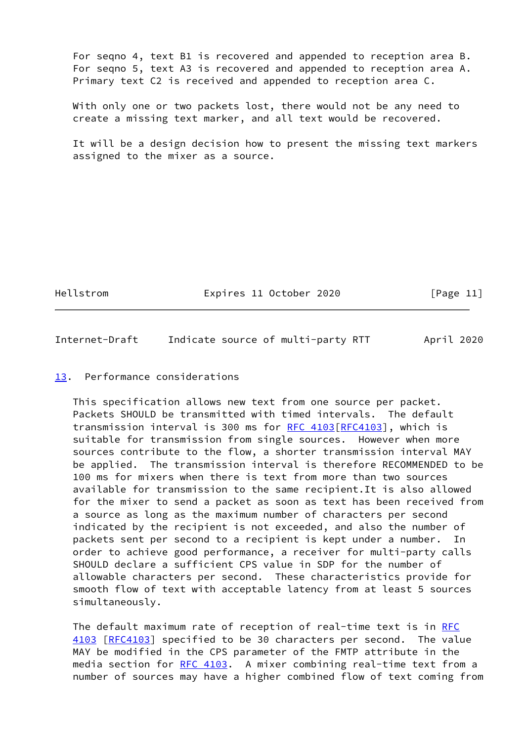For seqno 4, text B1 is recovered and appended to reception area B. For seqno 5, text A3 is recovered and appended to reception area A. Primary text C2 is received and appended to reception area C.

With only one or two packets lost, there would not be any need to create a missing text marker, and all text would be recovered.

It will be a design decision how to present the missing text markers assigned to the mixer as a source.

## 13. Performance considerations

This specification allows new text from one source per packet. Packets SHOULD be transmitted with timed intervals. The default transmission interval is 300 ms for RFC 4103[RFC4103], which is suitable for transmission from single sources. However when more sources contribute to the flow, a shorter transmission interval MAY be applied. The transmission interval is therefore RECOMMENDED to be 100 ms for mixers when there is text from more than two sources available for transmission to the same recipient.It is also allowed for the mixer to send a packet as soon as text has been received from a source as long as the maximum number of characters per second indicated by the recipient is not exceeded, and also the number of packets sent per second to a recipient is kept under a number. In order to achieve good performance, a receiver for multi-party calls SHOULD declare a sufficient CPS value in SDP for the number of allowable characters per second. These characteristics provide for smooth flow of text with acceptable latency from at least 5 sources simultaneously.

The default maximum rate of reception of real-time text is in RFC 4103 [RFC4103] specified to be 30 characters per second. The value MAY be modified in the CPS parameter of the FMTP attribute in the media section for RFC 4103. A mixer combining real-time text from a number of sources may have a higher combined flow of text coming from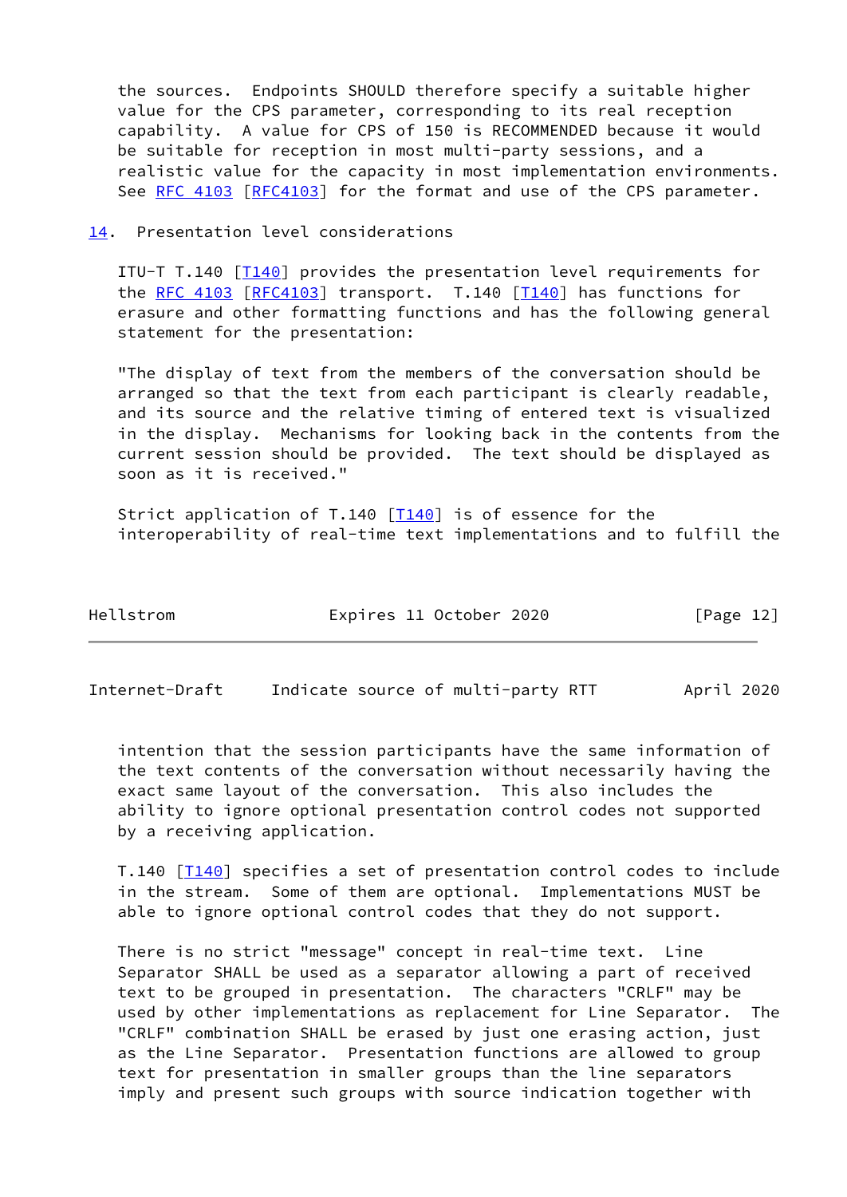the sources. Endpoints SHOULD therefore specify a suitable higher value for the CPS parameter, corresponding to its real reception capability. A value for CPS of 150 is RECOMMENDED because it would be suitable for reception in most multi-party sessions, and a realistic value for the capacity in most implementation environments. See RFC 4103 [RFC4103] for the format and use of the CPS parameter.

## 14. Presentation level considerations

ITU-T T.140 [T140] provides the presentation level requirements for the RFC 4103 [RFC4103] transport. T.140 [T140] has functions for erasure and other formatting functions and has the following general statement for the presentation:

"The display of text from the members of the conversation should be arranged so that the text from each participant is clearly readable, and its source and the relative timing of entered text is visualized in the display. Mechanisms for looking back in the contents from the current session should be provided. The text should be displayed as soon as it is received."

Strict application of T.140 [T140] is of essence for the interoperability of real-time text implementations and to fulfill the intention that the session participants have the same information of the text contents of the conversation without necessarily having the exact same layout of the conversation. This also includes the ability to ignore optional presentation control codes not supported by a receiving application.

T.140 [T140] specifies a set of presentation control codes to include in the stream. Some of them are optional. Implementations MUST be able to ignore optional control codes that they do not support.

There is no strict "message" concept in real-time text. Line Separator SHALL be used as a separator allowing a part of received text to be grouped in presentation. The characters "CRLF" may be used by other implementations as replacement for Line Separator. The "CRLF" combination SHALL be erased by just one erasing action, just as the Line Separator. Presentation functions are allowed to group text for presentation in smaller groups than the line separators imply and present such groups with source indication together with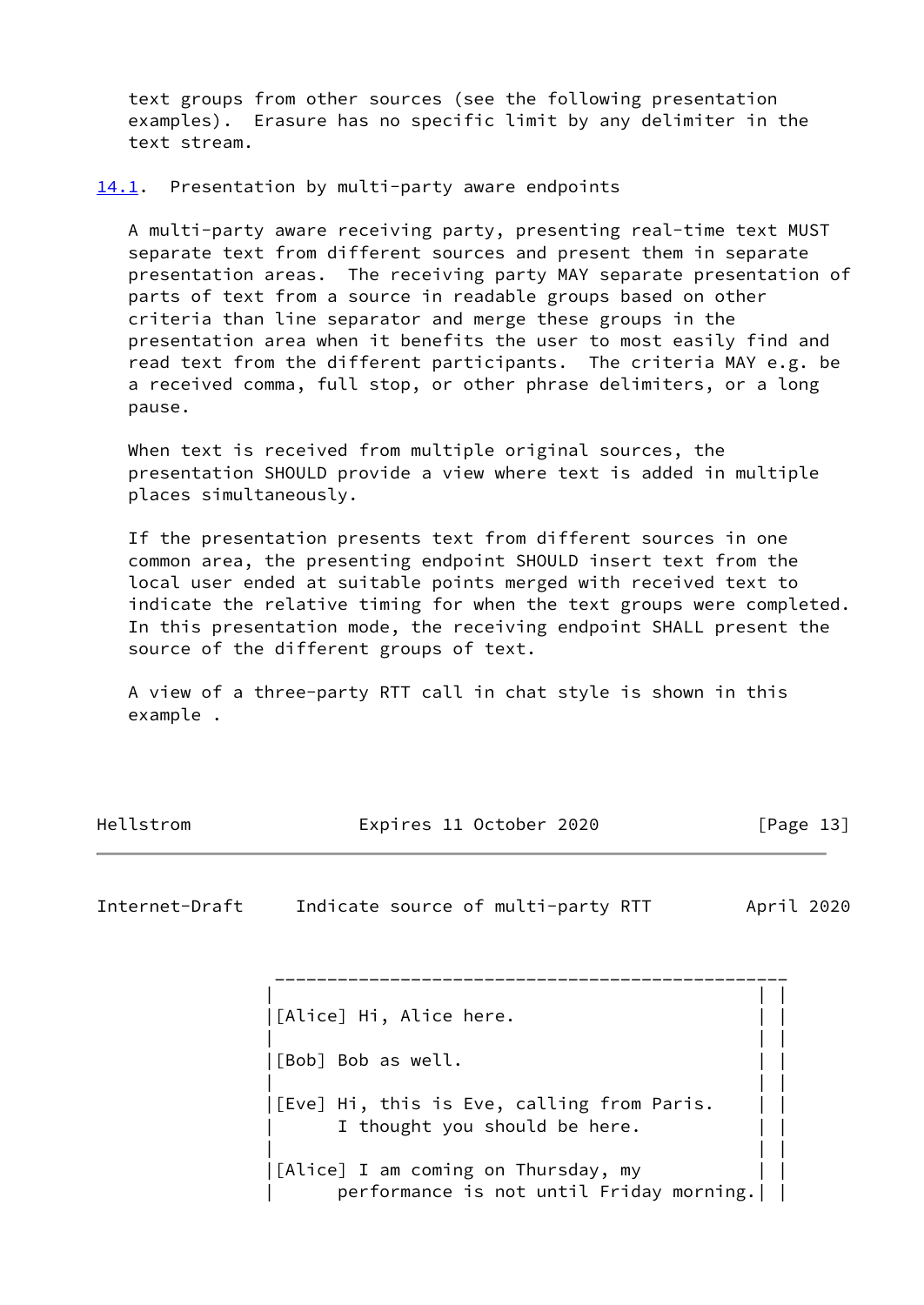text groups from other sources (see the following presentation examples). Erasure has no specific limit by any delimiter in the text stream.

### 14.1. Presentation by multi-party aware endpoints

A multi-party aware receiving party, presenting real-time text MUST separate text from different sources and present them in separate presentation areas. The receiving party MAY separate presentation of parts of text from a source in readable groups based on other criteria than line separator and merge these groups in the presentation area when it benefits the user to most easily find and read text from the different participants. The criteria MAY e.g. be a received comma, full stop, or other phrase delimiters, or a long pause.

When text is received from multiple original sources, the presentation SHOULD provide a view where text is added in multiple places simultaneously.

If the presentation presents text from different sources in one common area, the presenting endpoint SHOULD insert text from the local user ended at suitable points merged with received text to indicate the relative timing for when the text groups were completed. In this presentation mode, the receiving endpoint SHALL present the source of the different groups of text.

A view of a three-party RTT call in chat style is shown in this example .

```
 _________________________________________________
|                                              | |
|[Alice] Hi, Alice here.                       | |
|                                              | |
|[Bob] Bob as well.                            | |
|                                              | |
|[Eve] Hi, this is Eve, calling from Paris.    | |
|      I thought you should be here.           | |
|                                              | |
|[Alice] I am coming on Thursday, my           | |
|      performance is not until Friday morning.| |
```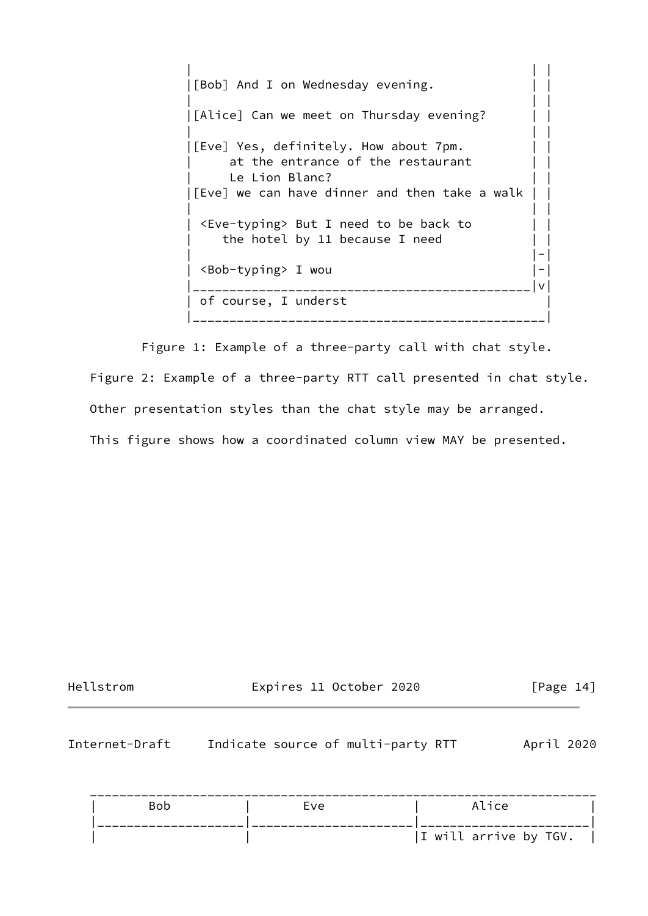```
|                                            | |
|[Bob] And I on Wednesday evening.           | |
|                                            | |
|[Alice] Can we meet on Thursday evening?    | |
|                                            | |
|[Eve] Yes, definitely. How about 7pm.       | |
|     at the entrance of the restaurant      | |
|     Le Lion Blanc?                         | |
|[Eve] we can have dinner and then take a walk | |
|                                            | |
| <Eve-typing> But I need to be back to      | |
|    the hotel by 11 because I need          | |
|                                            |-|
| <Bob-typing> I wou                         |-|
|____________________________________________|v|
| of course, I underst                         |
|______________________________________________|
```

Figure 1: Example of a three-party call with chat style.

Figure 2: Example of a three-party RTT call presented in chat style.

Other presentation styles than the chat style may be arranged.

This figure shows how a coordinated column view MAY be presented.

```
 _________________________________________________________________
|       Bob          |       Eve           |       Alice          |
|____________________|_____________________|______________________|
|                    |                     |I will arrive by TGV. |
```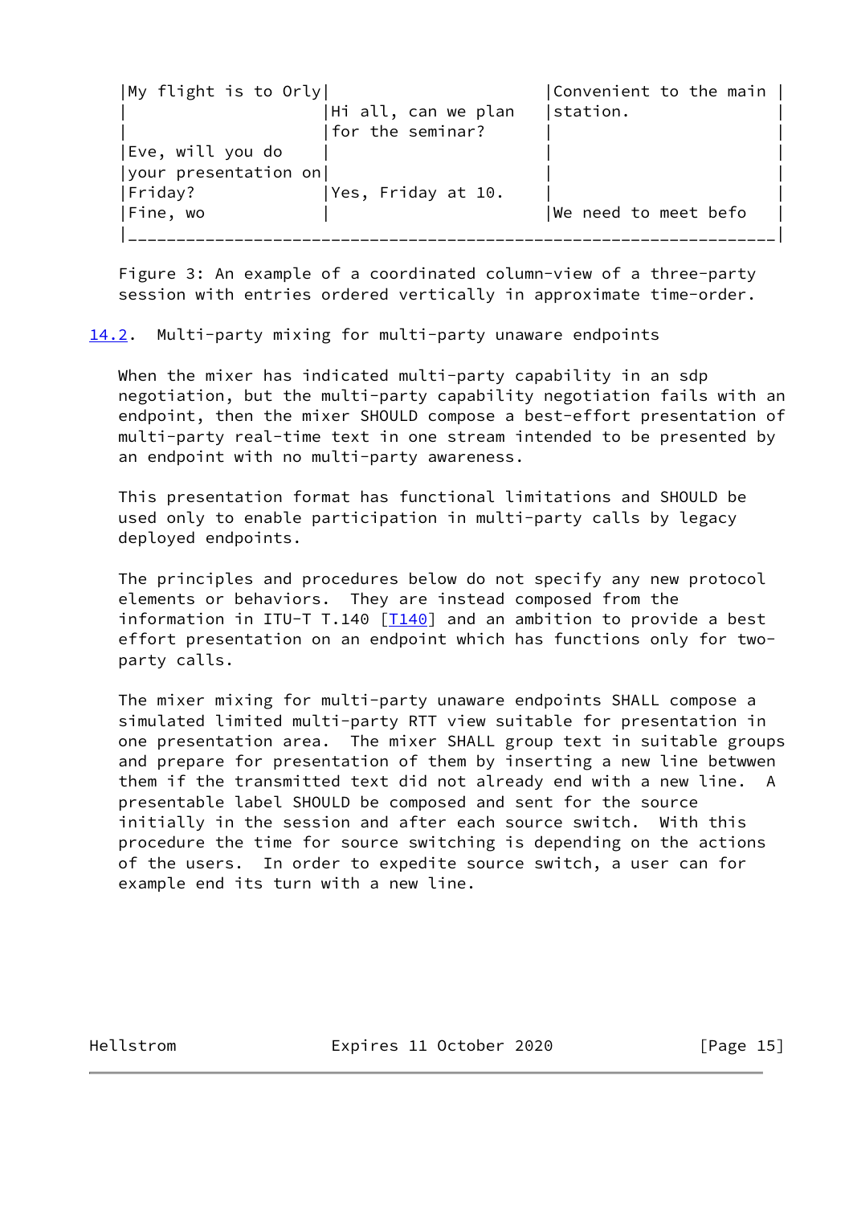```
|My flight is to Orly|                     |Convenient to the main |
|                    |Hi all, can we plan  |station.               |
|                    |for the seminar?     |                       |
|Eve, will you do    |                     |                       |
|your presentation on|                     |                       |
|Friday?             |Yes, Friday at 10.   |                       |
|Fine, wo            |                     |We need to meet befo   |
|_______________________________________________________________|
```

Figure 3: An example of a coordinated column-view of a three-party session with entries ordered vertically in approximate time-order.

## 14.2. Multi-party mixing for multi-party unaware endpoints

When the mixer has indicated multi-party capability in an sdp negotiation, but the multi-party capability negotiation fails with an endpoint, then the mixer SHOULD compose a best-effort presentation of multi-party real-time text in one stream intended to be presented by an endpoint with no multi-party awareness.

This presentation format has functional limitations and SHOULD be used only to enable participation in multi-party calls by legacy deployed endpoints.

The principles and procedures below do not specify any new protocol elements or behaviors. They are instead composed from the information in ITU-T T.140 [T140] and an ambition to provide a best effort presentation on an endpoint which has functions only for two-party calls.

The mixer mixing for multi-party unaware endpoints SHALL compose a simulated limited multi-party RTT view suitable for presentation in one presentation area. The mixer SHALL group text in suitable groups and prepare for presentation of them by inserting a new line betwwen them if the transmitted text did not already end with a new line. A presentable label SHOULD be composed and sent for the source initially in the session and after each source switch. With this procedure the time for source switching is depending on the actions of the users. In order to expedite source switch, a user can for example end its turn with a new line.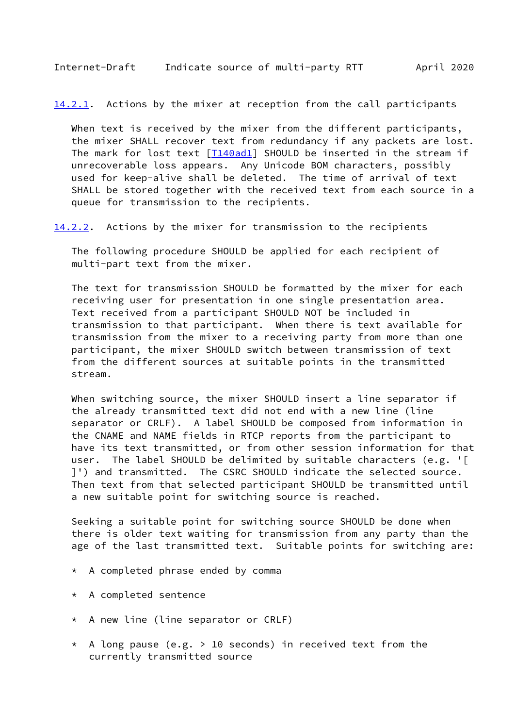#### 14.2.1. Actions by the mixer at reception from the call participants

When text is received by the mixer from the different participants, the mixer SHALL recover text from redundancy if any packets are lost. The mark for lost text [T140ad1] SHOULD be inserted in the stream if unrecoverable loss appears. Any Unicode BOM characters, possibly used for keep-alive shall be deleted. The time of arrival of text SHALL be stored together with the received text from each source in a queue for transmission to the recipients.

#### 14.2.2. Actions by the mixer for transmission to the recipients

The following procedure SHOULD be applied for each recipient of multi-part text from the mixer.

The text for transmission SHOULD be formatted by the mixer for each receiving user for presentation in one single presentation area. Text received from a participant SHOULD NOT be included in transmission to that participant. When there is text available for transmission from the mixer to a receiving party from more than one participant, the mixer SHOULD switch between transmission of text from the different sources at suitable points in the transmitted stream.

When switching source, the mixer SHOULD insert a line separator if the already transmitted text did not end with a new line (line separator or CRLF). A label SHOULD be composed from information in the CNAME and NAME fields in RTCP reports from the participant to have its text transmitted, or from other session information for that user. The label SHOULD be delimited by suitable characters (e.g. '[ ]') and transmitted. The CSRC SHOULD indicate the selected source. Then text from that selected participant SHOULD be transmitted until a new suitable point for switching source is reached.

Seeking a suitable point for switching source SHOULD be done when there is older text waiting for transmission from any party than the age of the last transmitted text. Suitable points for switching are:

* A completed phrase ended by comma
* A completed sentence
* A new line (line separator or CRLF)
* A long pause (e.g. > 10 seconds) in received text from the currently transmitted source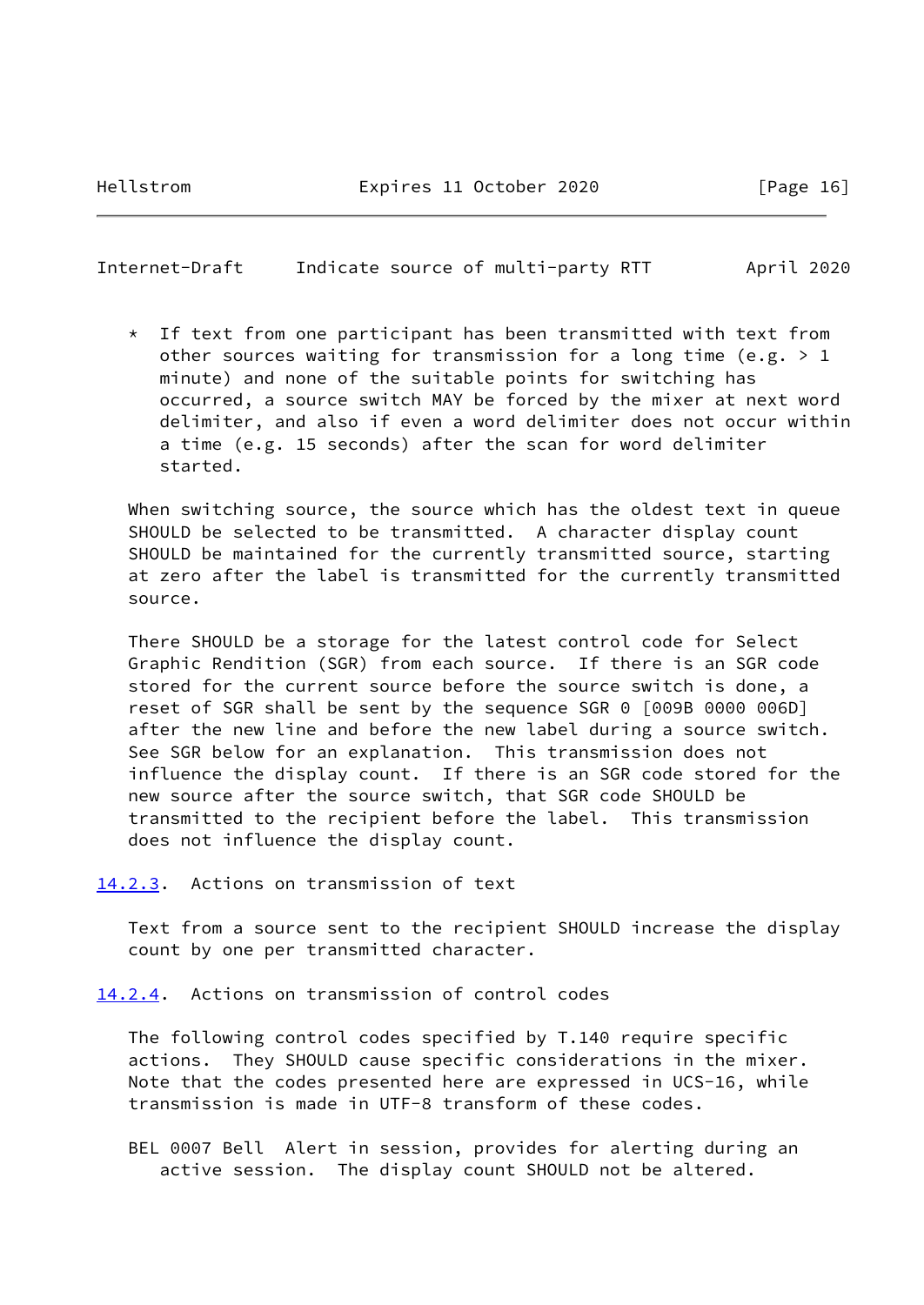* If text from one participant has been transmitted with text from other sources waiting for transmission for a long time (e.g. > 1 minute) and none of the suitable points for switching has occurred, a source switch MAY be forced by the mixer at next word delimiter, and also if even a word delimiter does not occur within a time (e.g. 15 seconds) after the scan for word delimiter started.

When switching source, the source which has the oldest text in queue SHOULD be selected to be transmitted. A character display count SHOULD be maintained for the currently transmitted source, starting at zero after the label is transmitted for the currently transmitted source.

There SHOULD be a storage for the latest control code for Select Graphic Rendition (SGR) from each source. If there is an SGR code stored for the current source before the source switch is done, a reset of SGR shall be sent by the sequence SGR 0 [009B 0000 006D] after the new line and before the new label during a source switch. See SGR below for an explanation. This transmission does not influence the display count. If there is an SGR code stored for the new source after the source switch, that SGR code SHOULD be transmitted to the recipient before the label. This transmission does not influence the display count.

### 14.2.3. Actions on transmission of text

Text from a source sent to the recipient SHOULD increase the display count by one per transmitted character.

### 14.2.4. Actions on transmission of control codes

The following control codes specified by T.140 require specific actions. They SHOULD cause specific considerations in the mixer. Note that the codes presented here are expressed in UCS-16, while transmission is made in UTF-8 transform of these codes.

BEL 0007 Bell Alert in session, provides for alerting during an active session. The display count SHOULD not be altered.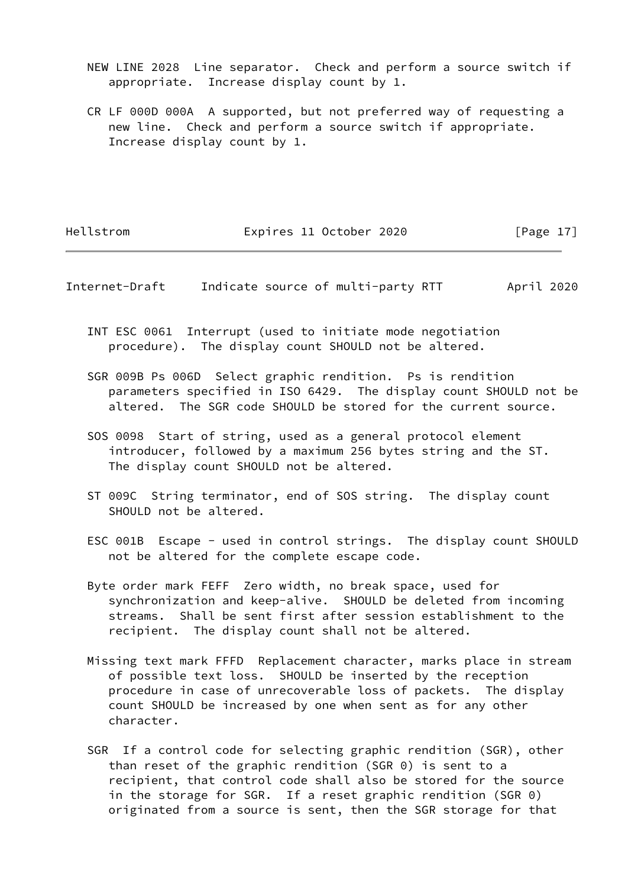NEW LINE 2028  Line separator.  Check and perform a source switch if appropriate.  Increase display count by 1.

CR LF 000D 000A  A supported, but not preferred way of requesting a new line.  Check and perform a source switch if appropriate.  Increase display count by 1.

INT ESC 0061  Interrupt (used to initiate mode negotiation procedure).  The display count SHOULD not be altered.

SGR 009B Ps 006D  Select graphic rendition.  Ps is rendition parameters specified in ISO 6429.  The display count SHOULD not be altered.  The SGR code SHOULD be stored for the current source.

SOS 0098  Start of string, used as a general protocol element introducer, followed by a maximum 256 bytes string and the ST.  The display count SHOULD not be altered.

ST 009C  String terminator, end of SOS string.  The display count SHOULD not be altered.

ESC 001B  Escape - used in control strings.  The display count SHOULD not be altered for the complete escape code.

Byte order mark FEFF  Zero width, no break space, used for synchronization and keep-alive.  SHOULD be deleted from incoming streams.  Shall be sent first after session establishment to the recipient.  The display count shall not be altered.

Missing text mark FFFD  Replacement character, marks place in stream of possible text loss.  SHOULD be inserted by the reception procedure in case of unrecoverable loss of packets.  The display count SHOULD be increased by one when sent as for any other character.

SGR  If a control code for selecting graphic rendition (SGR), other than reset of the graphic rendition (SGR 0) is sent to a recipient, that control code shall also be stored for the source in the storage for SGR.  If a reset graphic rendition (SGR 0) originated from a source is sent, then the SGR storage for that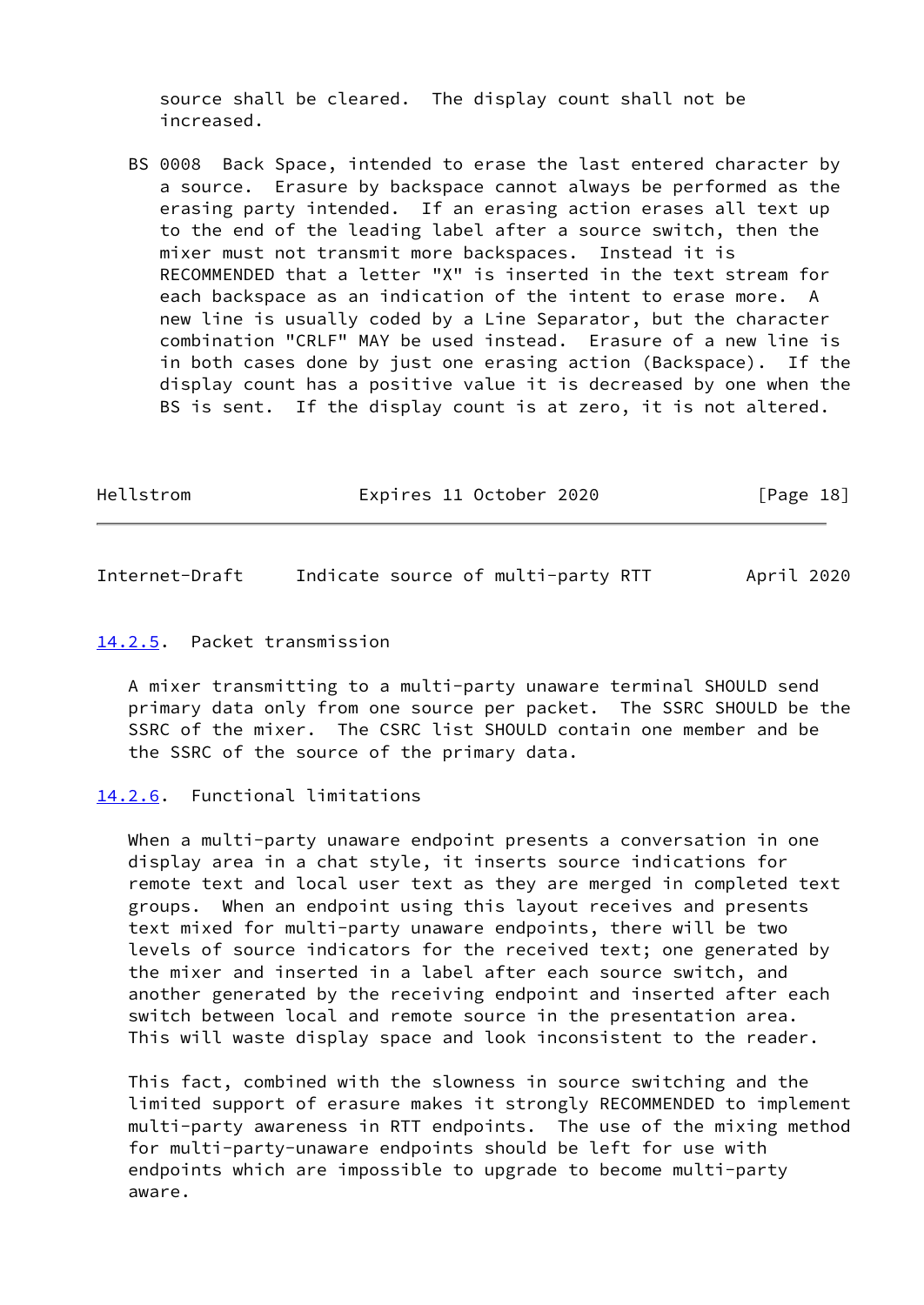source shall be cleared. The display count shall not be increased.

BS 0008 Back Space, intended to erase the last entered character by a source. Erasure by backspace cannot always be performed as the erasing party intended. If an erasing action erases all text up to the end of the leading label after a source switch, then the mixer must not transmit more backspaces. Instead it is RECOMMENDED that a letter "X" is inserted in the text stream for each backspace as an indication of the intent to erase more. A new line is usually coded by a Line Separator, but the character combination "CRLF" MAY be used instead. Erasure of a new line is in both cases done by just one erasing action (Backspace). If the display count has a positive value it is decreased by one when the BS is sent. If the display count is at zero, it is not altered.

#### 14.2.5. Packet transmission

A mixer transmitting to a multi-party unaware terminal SHOULD send primary data only from one source per packet. The SSRC SHOULD be the SSRC of the mixer. The CSRC list SHOULD contain one member and be the SSRC of the source of the primary data.

#### 14.2.6. Functional limitations

When a multi-party unaware endpoint presents a conversation in one display area in a chat style, it inserts source indications for remote text and local user text as they are merged in completed text groups. When an endpoint using this layout receives and presents text mixed for multi-party unaware endpoints, there will be two levels of source indicators for the received text; one generated by the mixer and inserted in a label after each source switch, and another generated by the receiving endpoint and inserted after each switch between local and remote source in the presentation area. This will waste display space and look inconsistent to the reader.

This fact, combined with the slowness in source switching and the limited support of erasure makes it strongly RECOMMENDED to implement multi-party awareness in RTT endpoints. The use of the mixing method for multi-party-unaware endpoints should be left for use with endpoints which are impossible to upgrade to become multi-party aware.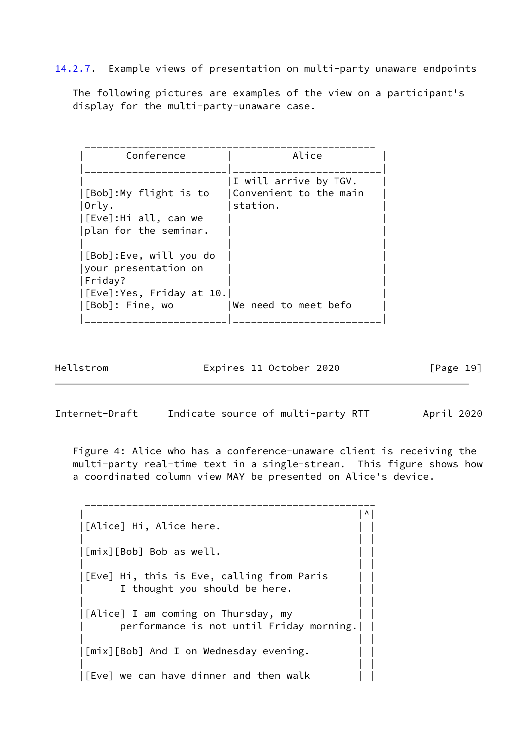### 14.2.7. Example views of presentation on multi-party unaware endpoints

The following pictures are examples of the view on a participant's display for the multi-party-unaware case.

```
 _________________________________________________
|       Conference        |          Alice         |
|_________________________|________________________|
|                         |I will arrive by TGV.   |
|[Bob]:My flight is to    |Convenient to the main  |
|Orly.                    |station.                |
|[Eve]:Hi all, can we     |                        |
|plan for the seminar.    |                        |
|                         |                        |
|[Bob]:Eve, will you do   |                        |
|your presentation on     |                        |
|Friday?                  |                        |
|[Eve]:Yes, Friday at 10.|                        |
|[Bob]: Fine, wo          |We need to meet befo    |
|_________________________|________________________|
```

Figure 4: Alice who has a conference-unaware client is receiving the multi-party real-time text in a single-stream. This figure shows how a coordinated column view MAY be presented on Alice's device.

```
 _________________________________________________
|                                               |^|
|[Alice] Hi, Alice here.                        | |
|                                               | |
|[mix][Bob] Bob as well.                        | |
|                                               | |
|[Eve] Hi, this is Eve, calling from Paris      | |
|      I thought you should be here.            | |
|                                               | |
|[Alice] I am coming on Thursday, my            | |
|      performance is not until Friday morning.| |
|                                               | |
|[mix][Bob] And I on Wednesday evening.         | |
|                                               | |
|[Eve] we can have dinner and then walk         | |
```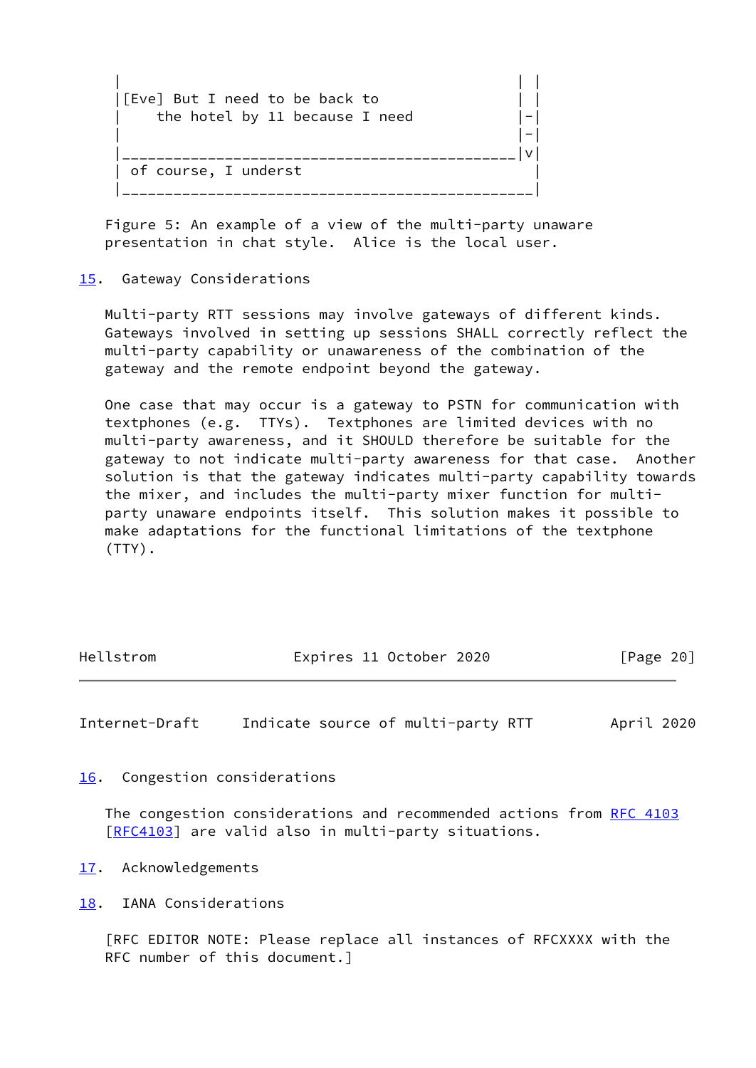```
   |                                              | |
   |[Eve] But I need to be back to                | |
   |    the hotel by 11 because I need            |-|
   |                                              |-|
   |______________________________________________|v|
   | of course, I underst                           |
   |________________________________________________|
```

Figure 5: An example of a view of the multi-party unaware presentation in chat style. Alice is the local user.

## 15. Gateway Considerations

Multi-party RTT sessions may involve gateways of different kinds. Gateways involved in setting up sessions SHALL correctly reflect the multi-party capability or unawareness of the combination of the gateway and the remote endpoint beyond the gateway.

One case that may occur is a gateway to PSTN for communication with textphones (e.g. TTYs). Textphones are limited devices with no multi-party awareness, and it SHOULD therefore be suitable for the gateway to not indicate multi-party awareness for that case. Another solution is that the gateway indicates multi-party capability towards the mixer, and includes the multi-party mixer function for multi-party unaware endpoints itself. This solution makes it possible to make adaptations for the functional limitations of the textphone (TTY).

## 16. Congestion considerations

The congestion considerations and recommended actions from RFC 4103 [RFC4103] are valid also in multi-party situations.

## 17. Acknowledgements

## 18. IANA Considerations

[RFC EDITOR NOTE: Please replace all instances of RFCXXXX with the RFC number of this document.]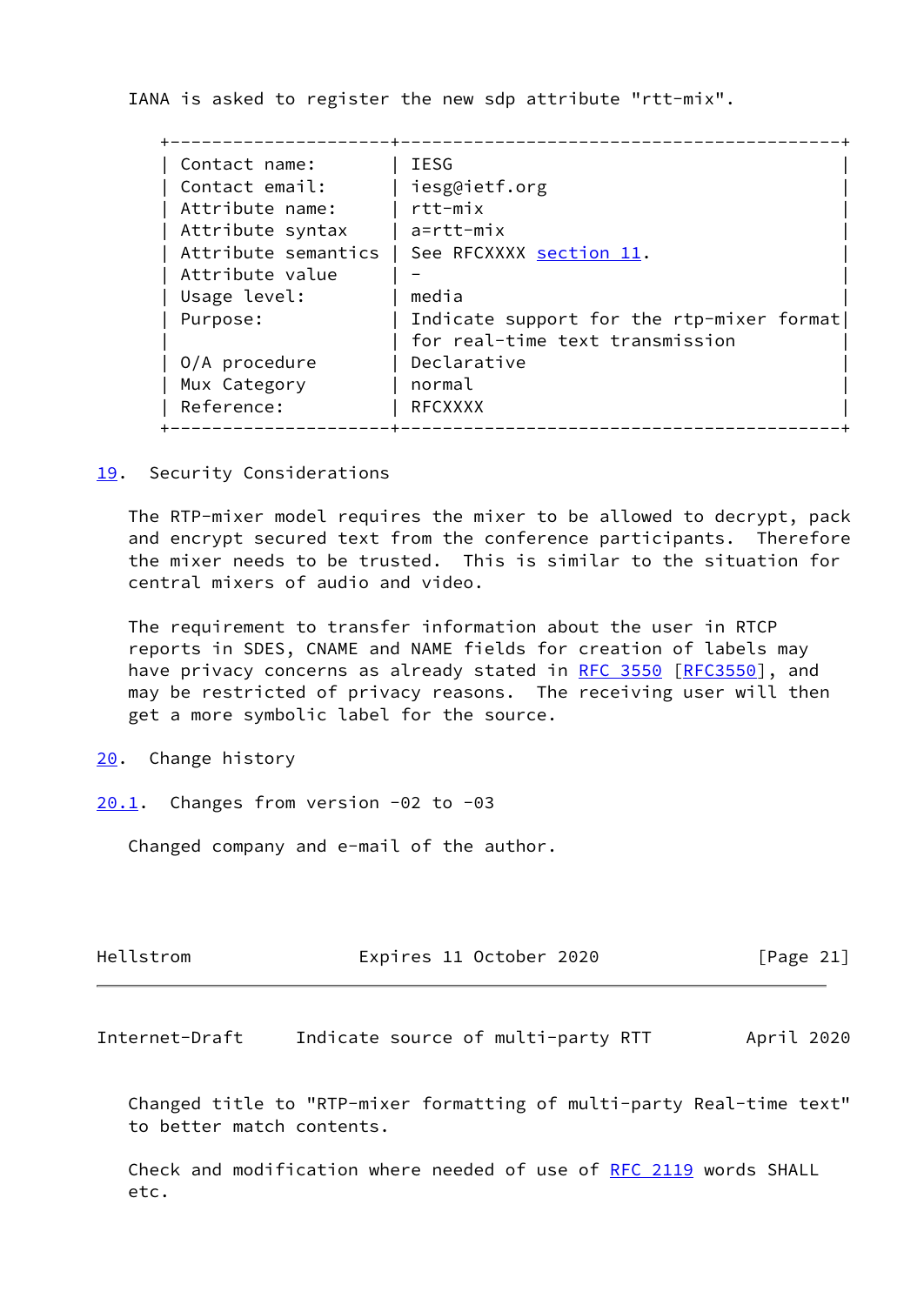IANA is asked to register the new sdp attribute "rtt-mix".

| | |
|---|---|
| Contact name: | IESG |
| Contact email: | iesg@ietf.org |
| Attribute name: | rtt-mix |
| Attribute syntax | a=rtt-mix |
| Attribute semantics | See RFCXXXX section 11. |
| Attribute value | - |
| Usage level: | media |
| Purpose: | Indicate support for the rtp-mixer format for real-time text transmission |
| O/A procedure | Declarative |
| Mux Category | normal |
| Reference: | RFCXXXX |

## 19. Security Considerations

The RTP-mixer model requires the mixer to be allowed to decrypt, pack and encrypt secured text from the conference participants. Therefore the mixer needs to be trusted. This is similar to the situation for central mixers of audio and video.

The requirement to transfer information about the user in RTCP reports in SDES, CNAME and NAME fields for creation of labels may have privacy concerns as already stated in RFC 3550 [RFC3550], and may be restricted of privacy reasons. The receiving user will then get a more symbolic label for the source.

## 20. Change history

### 20.1. Changes from version -02 to -03

Changed company and e-mail of the author.

Changed title to "RTP-mixer formatting of multi-party Real-time text" to better match contents.

Check and modification where needed of use of RFC 2119 words SHALL etc.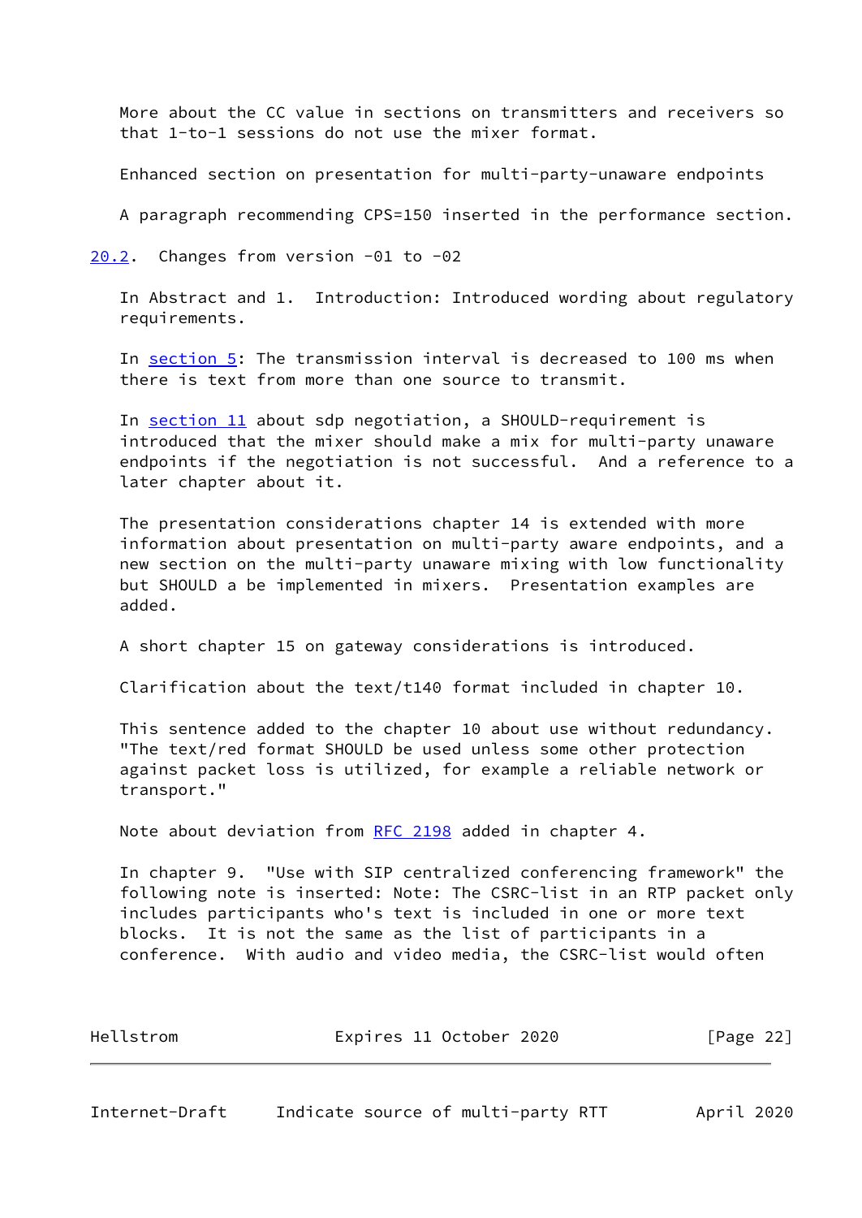More about the CC value in sections on transmitters and receivers so that 1-to-1 sessions do not use the mixer format.

Enhanced section on presentation for multi-party-unaware endpoints

A paragraph recommending CPS=150 inserted in the performance section.

### 20.2. Changes from version -01 to -02

In Abstract and 1. Introduction: Introduced wording about regulatory requirements.

In section 5: The transmission interval is decreased to 100 ms when there is text from more than one source to transmit.

In section 11 about sdp negotiation, a SHOULD-requirement is introduced that the mixer should make a mix for multi-party unaware endpoints if the negotiation is not successful. And a reference to a later chapter about it.

The presentation considerations chapter 14 is extended with more information about presentation on multi-party aware endpoints, and a new section on the multi-party unaware mixing with low functionality but SHOULD a be implemented in mixers. Presentation examples are added.

A short chapter 15 on gateway considerations is introduced.

Clarification about the text/t140 format included in chapter 10.

This sentence added to the chapter 10 about use without redundancy. "The text/red format SHOULD be used unless some other protection against packet loss is utilized, for example a reliable network or transport."

Note about deviation from RFC 2198 added in chapter 4.

In chapter 9. "Use with SIP centralized conferencing framework" the following note is inserted: Note: The CSRC-list in an RTP packet only includes participants who's text is included in one or more text blocks. It is not the same as the list of participants in a conference. With audio and video media, the CSRC-list would often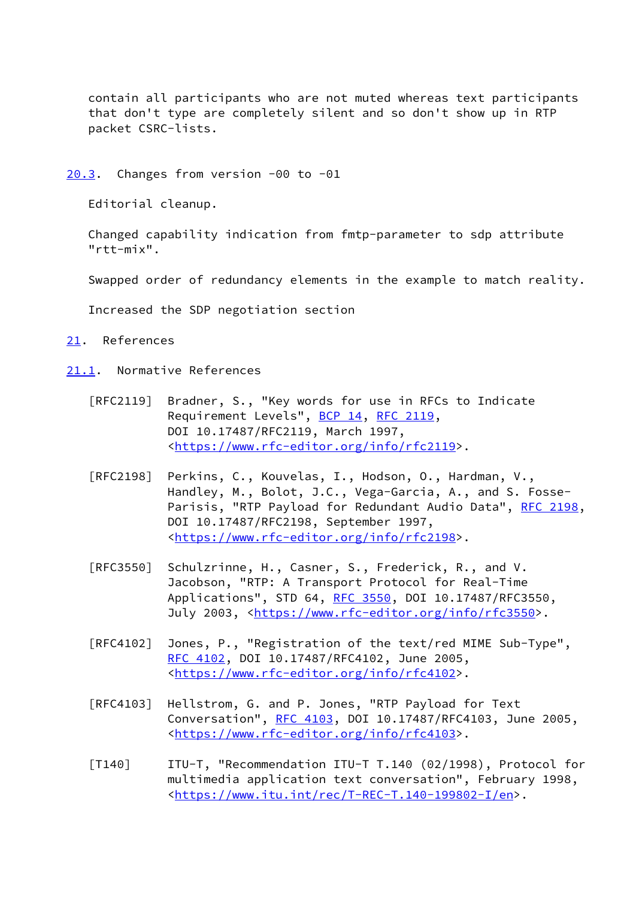contain all participants who are not muted whereas text participants that don't type are completely silent and so don't show up in RTP packet CSRC-lists.

### 20.3. Changes from version -00 to -01

Editorial cleanup.

Changed capability indication from fmtp-parameter to sdp attribute "rtt-mix".

Swapped order of redundancy elements in the example to match reality.

Increased the SDP negotiation section

## 21. References

### 21.1. Normative References

[RFC2119] Bradner, S., "Key words for use in RFCs to Indicate Requirement Levels", BCP 14, RFC 2119, DOI 10.17487/RFC2119, March 1997, <https://www.rfc-editor.org/info/rfc2119>.

[RFC2198] Perkins, C., Kouvelas, I., Hodson, O., Hardman, V., Handley, M., Bolot, J.C., Vega-Garcia, A., and S. Fosse-Parisis, "RTP Payload for Redundant Audio Data", RFC 2198, DOI 10.17487/RFC2198, September 1997, <https://www.rfc-editor.org/info/rfc2198>.

[RFC3550] Schulzrinne, H., Casner, S., Frederick, R., and V. Jacobson, "RTP: A Transport Protocol for Real-Time Applications", STD 64, RFC 3550, DOI 10.17487/RFC3550, July 2003, <https://www.rfc-editor.org/info/rfc3550>.

[RFC4102] Jones, P., "Registration of the text/red MIME Sub-Type", RFC 4102, DOI 10.17487/RFC4102, June 2005, <https://www.rfc-editor.org/info/rfc4102>.

[RFC4103] Hellstrom, G. and P. Jones, "RTP Payload for Text Conversation", RFC 4103, DOI 10.17487/RFC4103, June 2005, <https://www.rfc-editor.org/info/rfc4103>.

[T140] ITU-T, "Recommendation ITU-T T.140 (02/1998), Protocol for multimedia application text conversation", February 1998, <https://www.itu.int/rec/T-REC-T.140-199802-I/en>.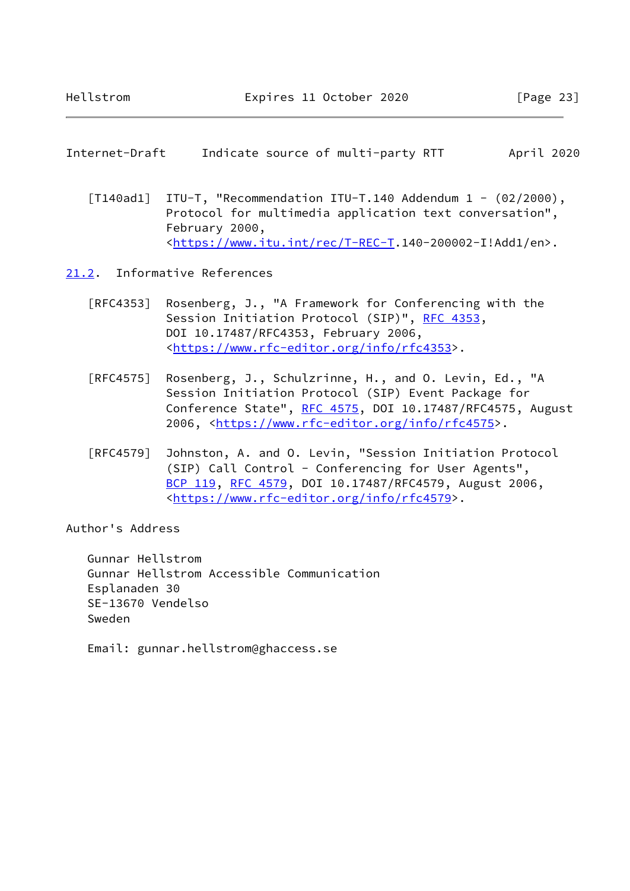[T140ad1] ITU-T, "Recommendation ITU-T.140 Addendum 1 - (02/2000), Protocol for multimedia application text conversation", February 2000, <https://www.itu.int/rec/T-REC-T.140-200002-I!Add1/en>.

## 21.2. Informative References

[RFC4353] Rosenberg, J., "A Framework for Conferencing with the Session Initiation Protocol (SIP)", RFC 4353, DOI 10.17487/RFC4353, February 2006, <https://www.rfc-editor.org/info/rfc4353>.

[RFC4575] Rosenberg, J., Schulzrinne, H., and O. Levin, Ed., "A Session Initiation Protocol (SIP) Event Package for Conference State", RFC 4575, DOI 10.17487/RFC4575, August 2006, <https://www.rfc-editor.org/info/rfc4575>.

[RFC4579] Johnston, A. and O. Levin, "Session Initiation Protocol (SIP) Call Control - Conferencing for User Agents", BCP 119, RFC 4579, DOI 10.17487/RFC4579, August 2006, <https://www.rfc-editor.org/info/rfc4579>.

## Author's Address

Gunnar Hellstrom
Gunnar Hellstrom Accessible Communication
Esplanaden 30
SE-13670 Vendelso
Sweden

Email: gunnar.hellstrom@ghaccess.se